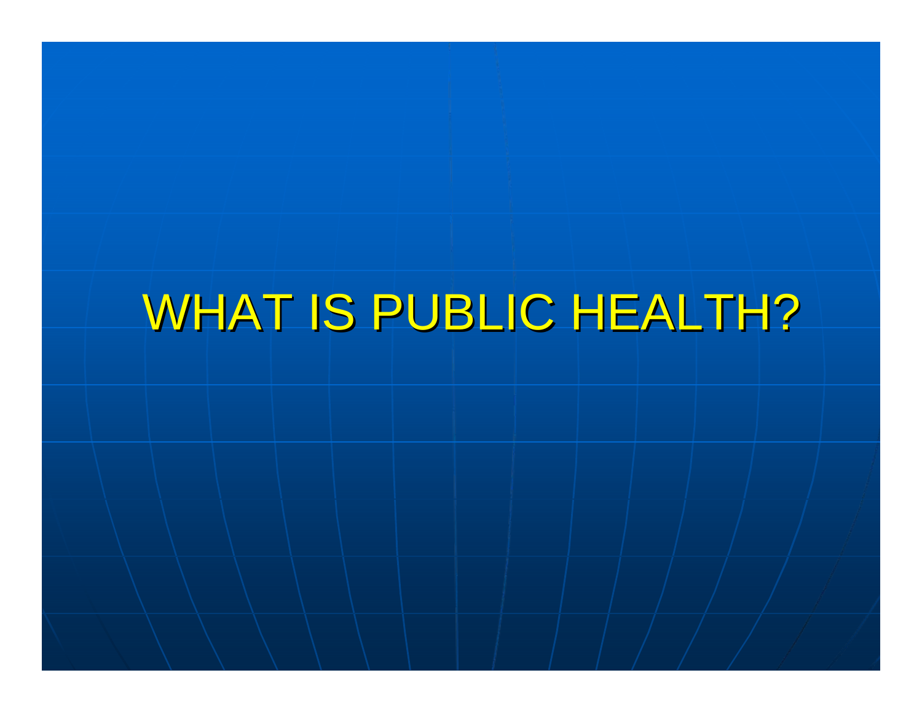# WHAT IS PUBLIC HEALTH?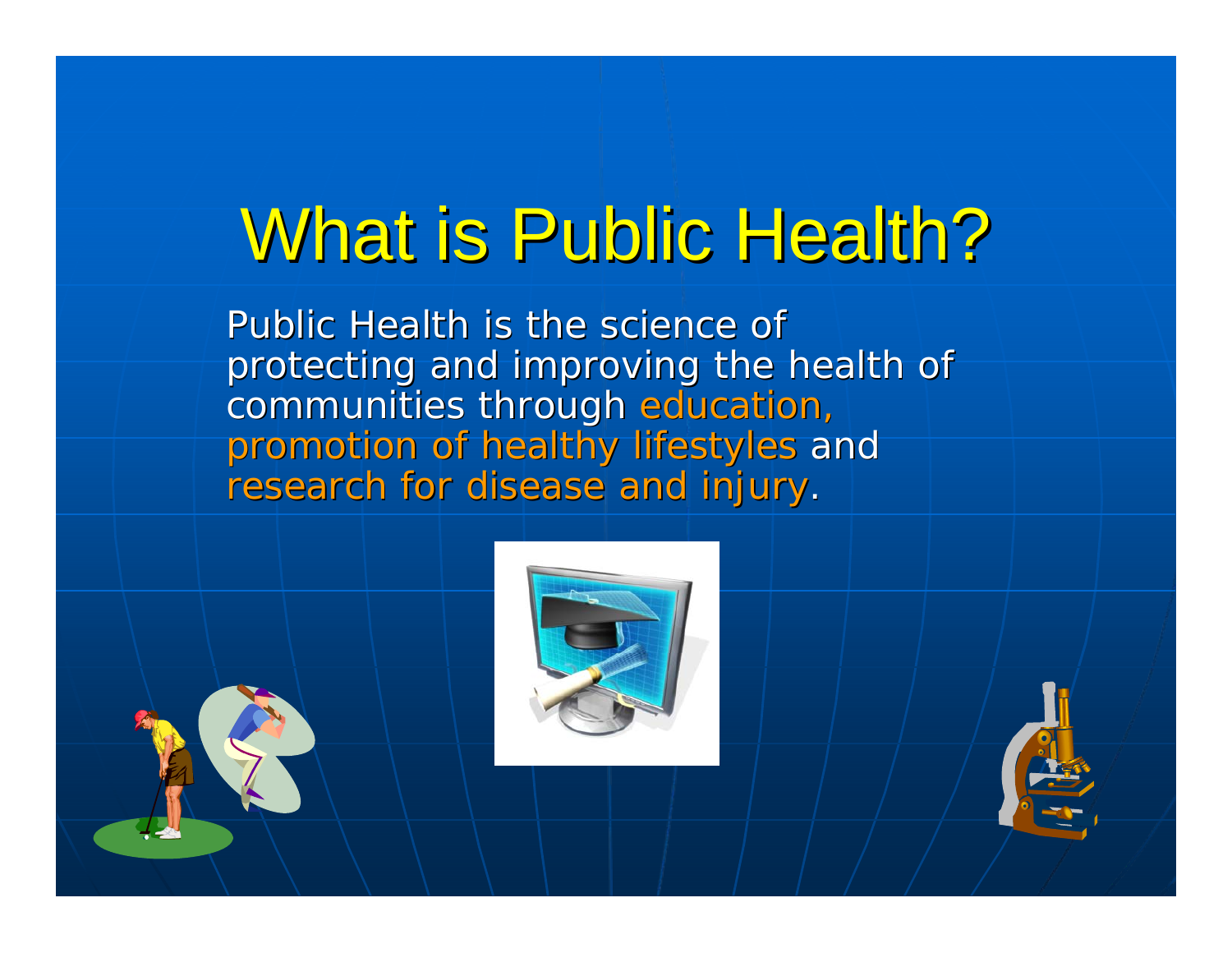# What is Public Health?

Public Health is the science of protecting and improving the health of communities through education, promotion of healthy lifestyles and research for disease and injury.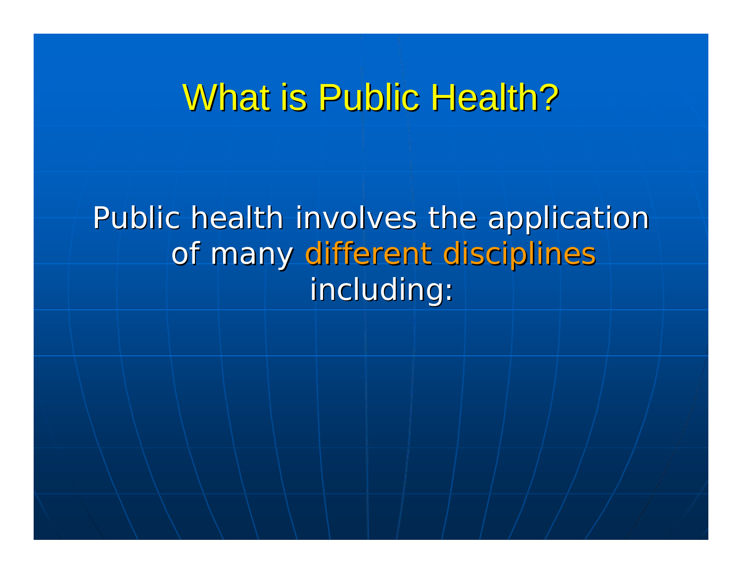# What is Public Health?

Public health involves the application of many different disciplines including: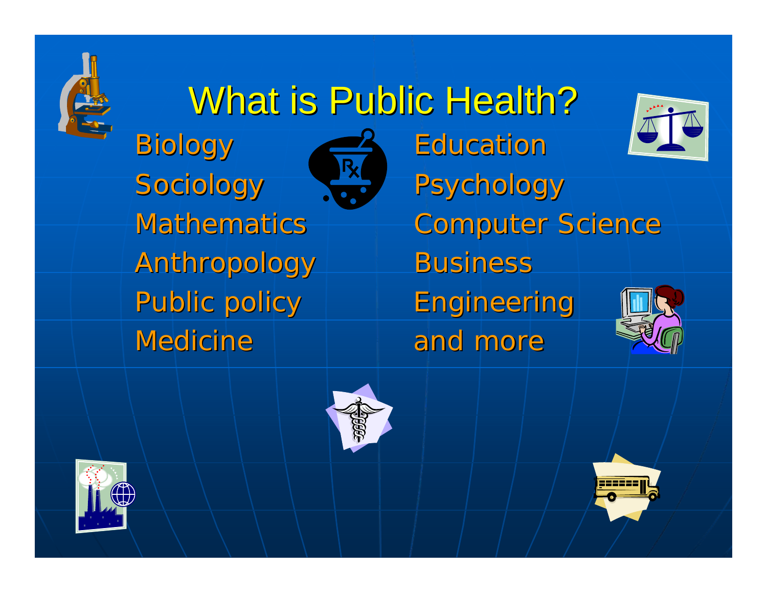# What is Public Health?

- Biology
- Sociology
- Mathematics
- Anthropology
- Public policy
- Medicine
- Education
- Psychology
- Computer Science
- Business
- Engineering
- and more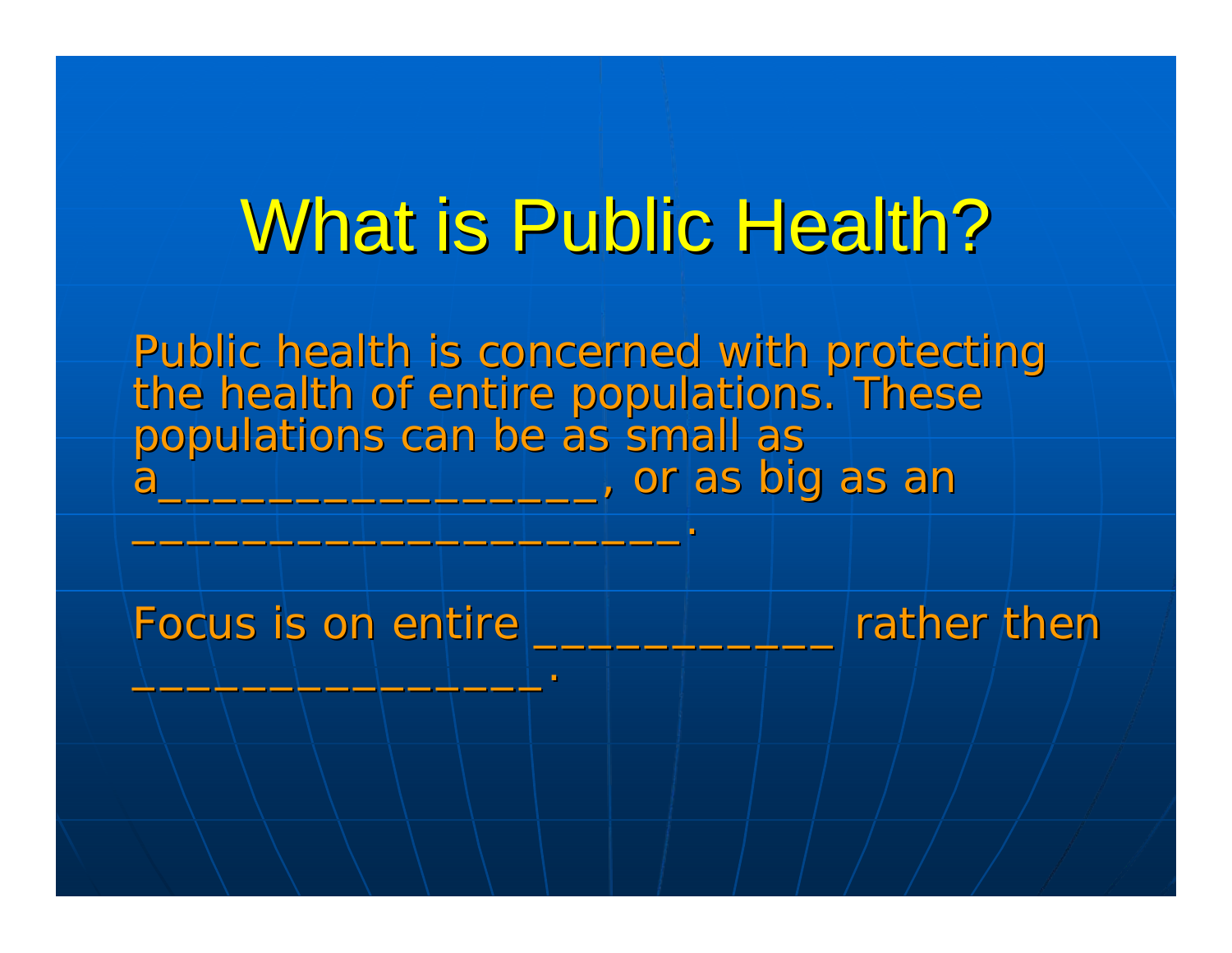# What is Public Health?

Public health is concerned with protecting the health of entire populations. These populations can be as small as a_________________, or as big as an _____________________.

Focus is on entire ____________ rather then ________________.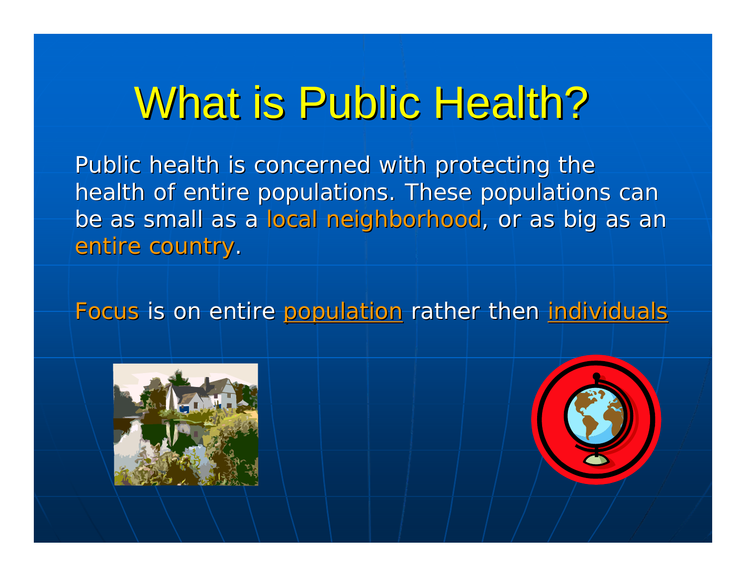# What is Public Health?

Public health is concerned with protecting the health of entire populations. These populations can be as small as a local neighborhood, or as big as an entire country.

Focus is on entire population rather then individuals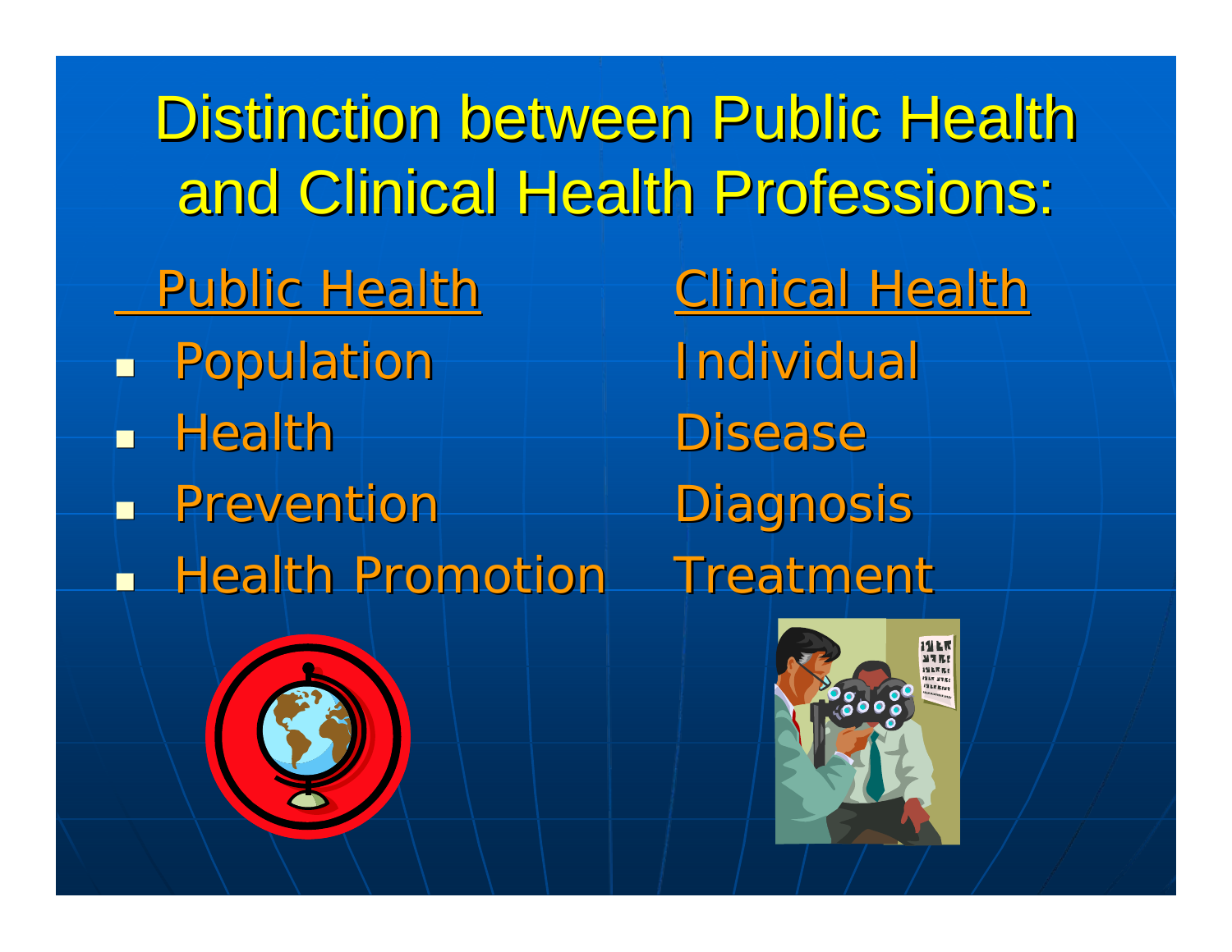# Distinction between Public Health and Clinical Health Professions:

| Public Health | Clinical Health |
| --- | --- |
| Population | Individual |
| Health | Disease |
| Prevention | Diagnosis |
| Health Promotion | Treatment |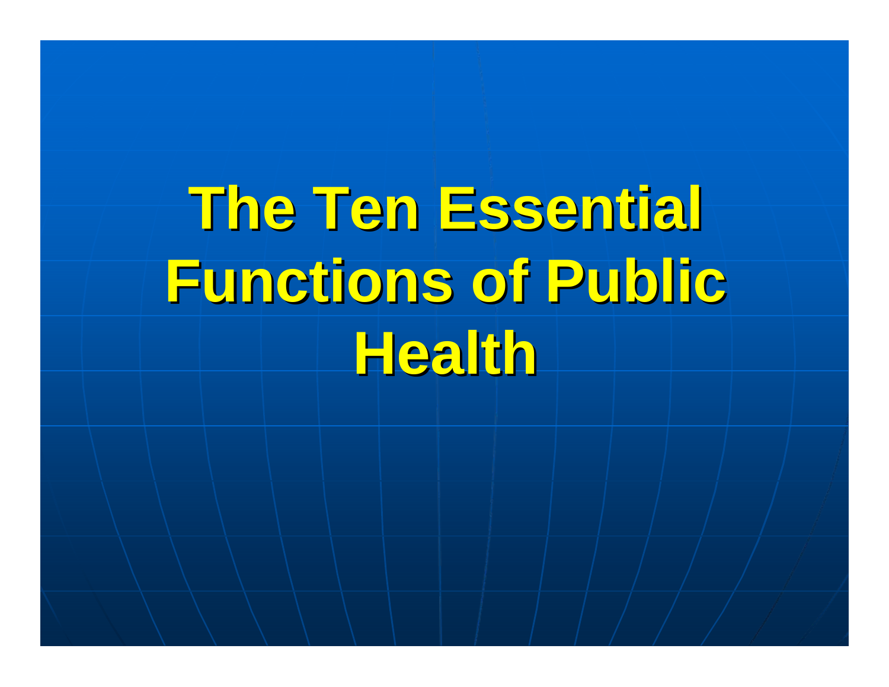# The Ten Essential Functions of Public Health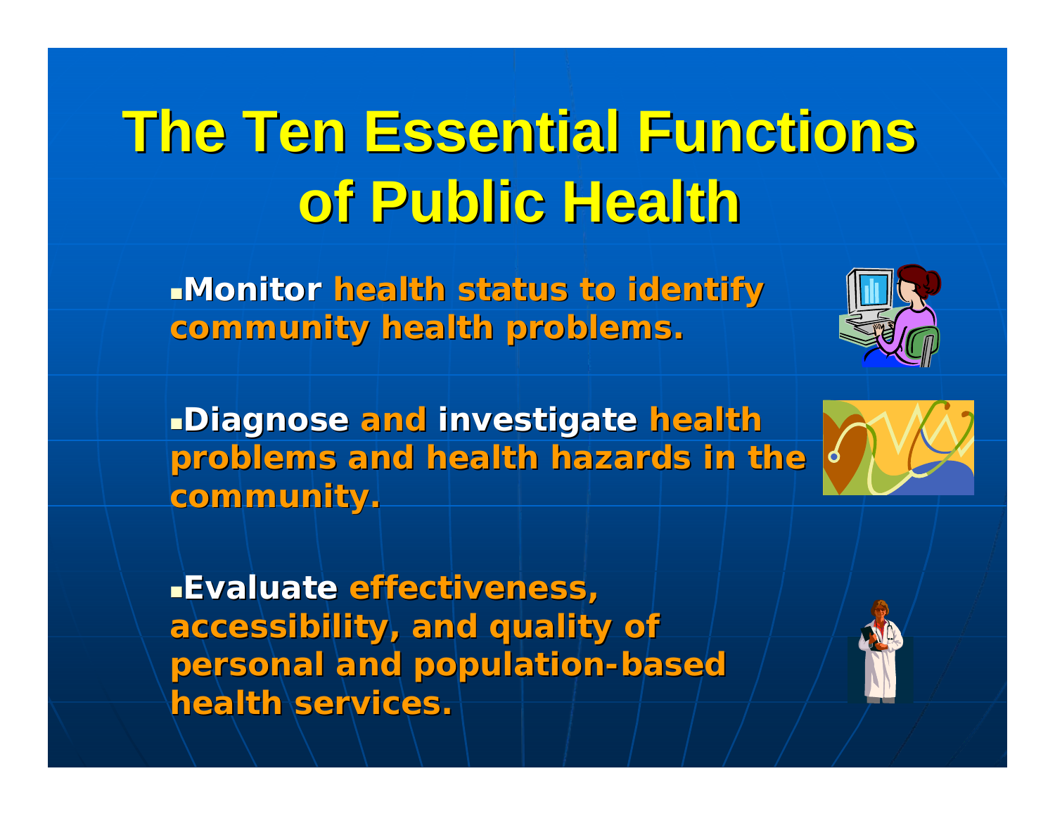# The Ten Essential Functions of Public Health

- **Monitor** health status to identify community health problems.

- **Diagnose** and **investigate** health problems and health hazards in the community.

- **Evaluate** effectiveness, accessibility, and quality of personal and population-based health services.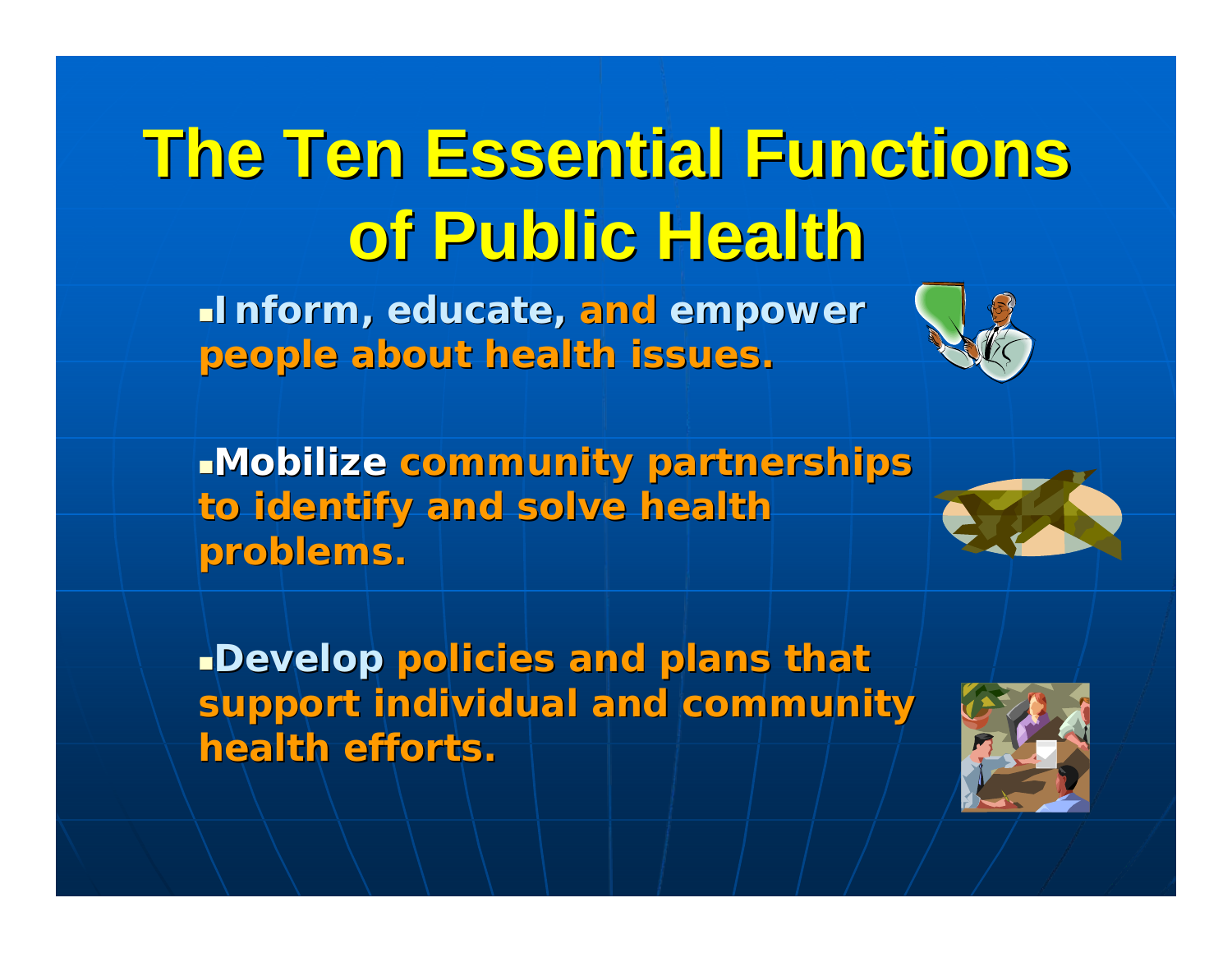# The Ten Essential Functions of Public Health

- **Inform, educate, and empower people about health issues.**
- **Mobilize community partnerships to identify and solve health problems.**
- **Develop policies and plans that support individual and community health efforts.**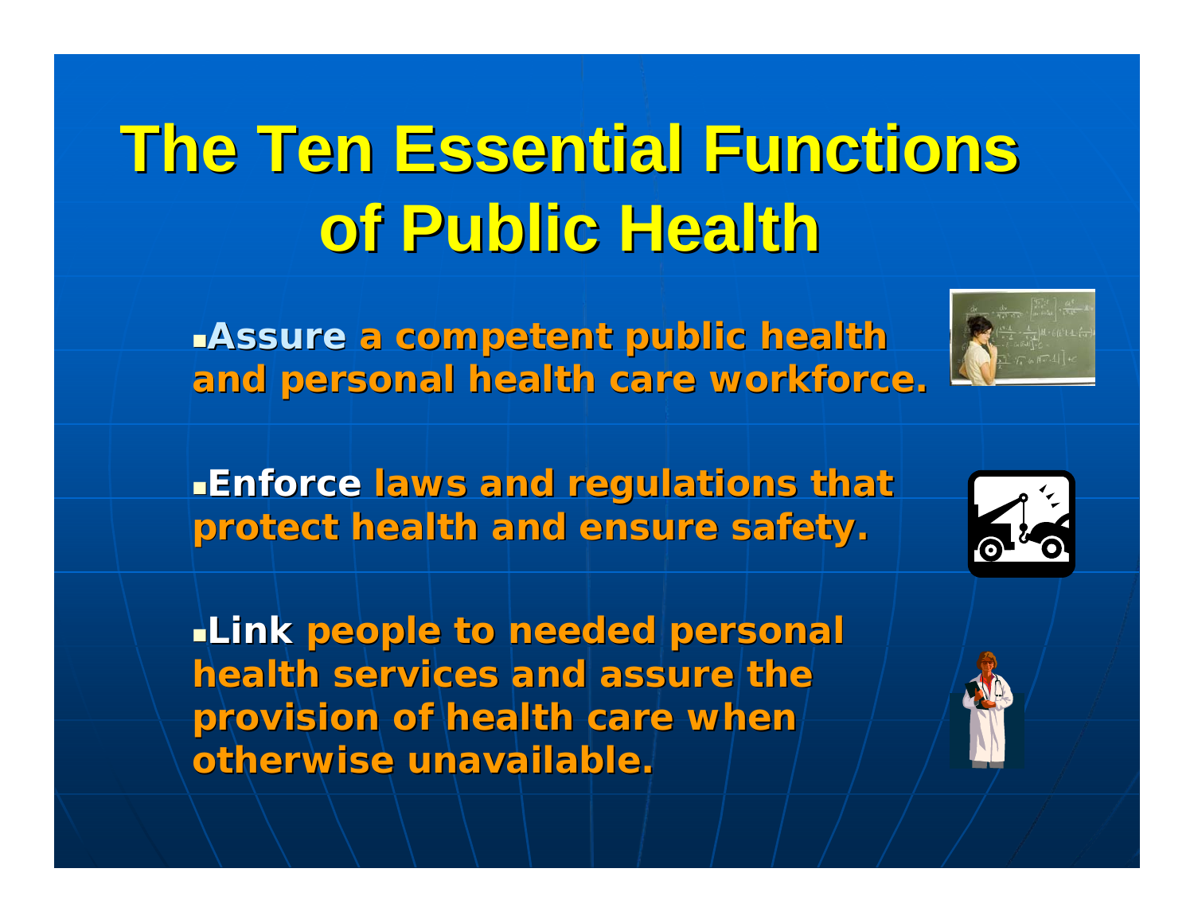# The Ten Essential Functions of Public Health

- **Assure** a competent public health and personal health care workforce.

- **Enforce** laws and regulations that protect health and ensure safety.

- **Link** people to needed personal health services and assure the provision of health care when otherwise unavailable.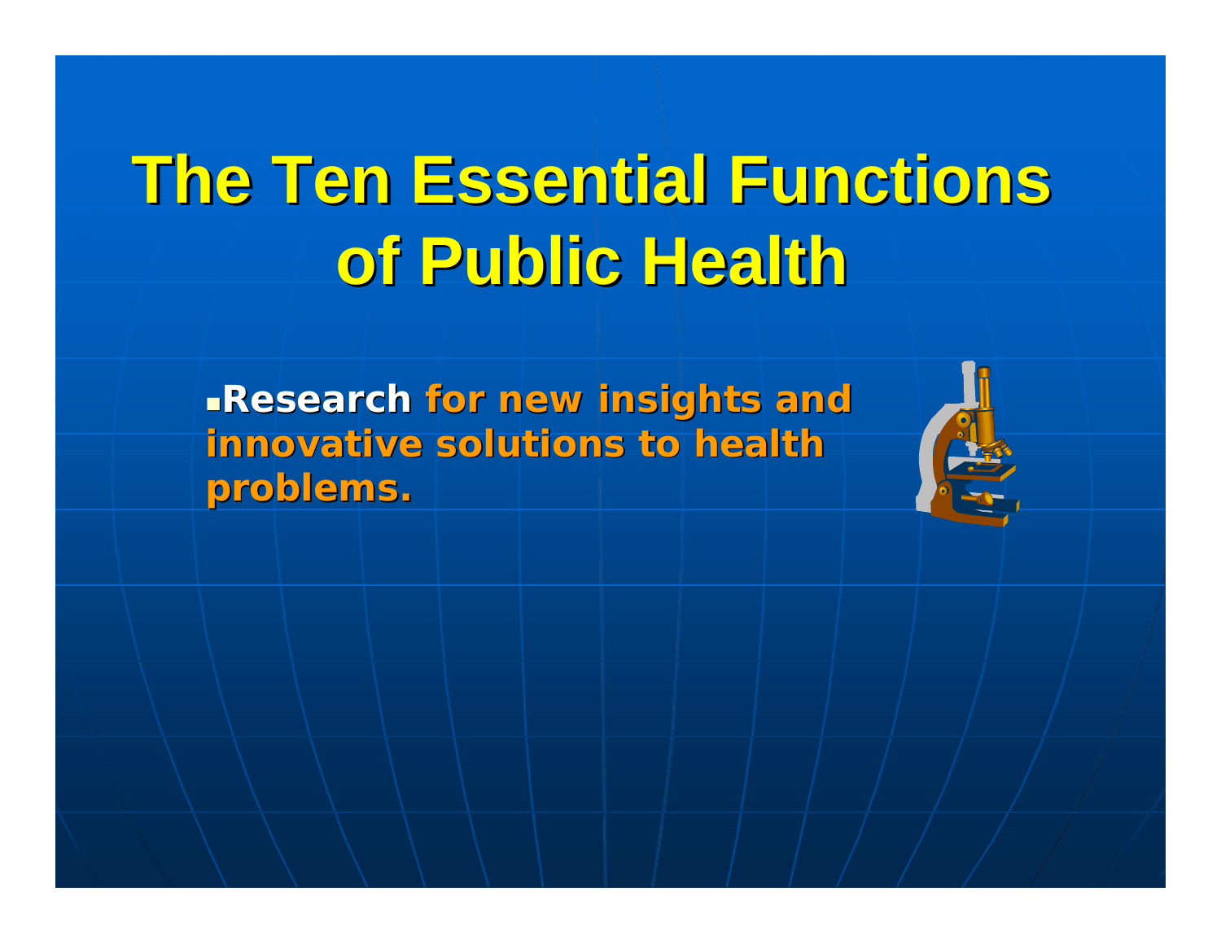# The Ten Essential Functions of Public Health

- **Research** for new insights and innovative solutions to health problems.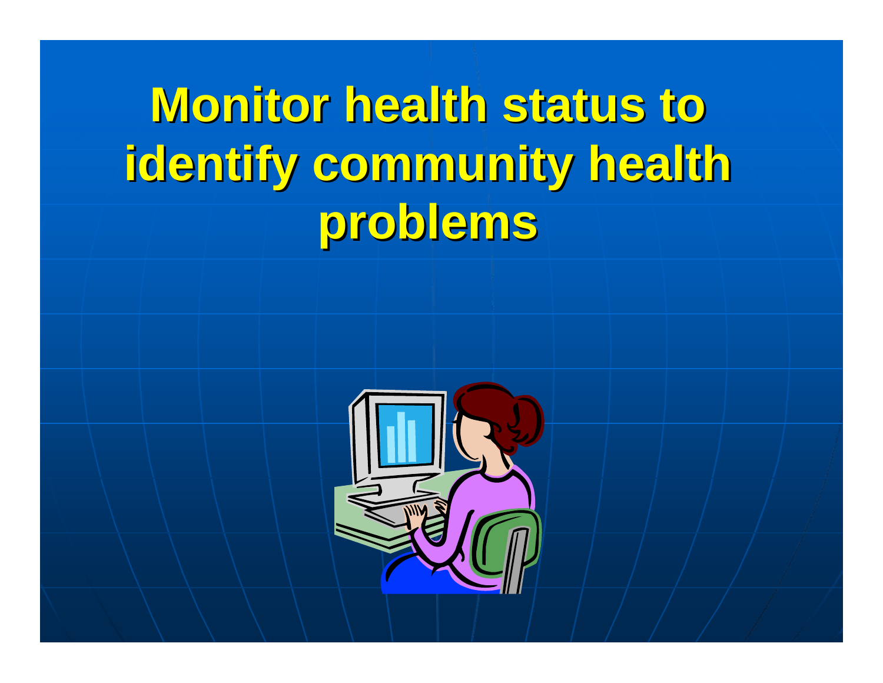# Monitor health status to identify community health problems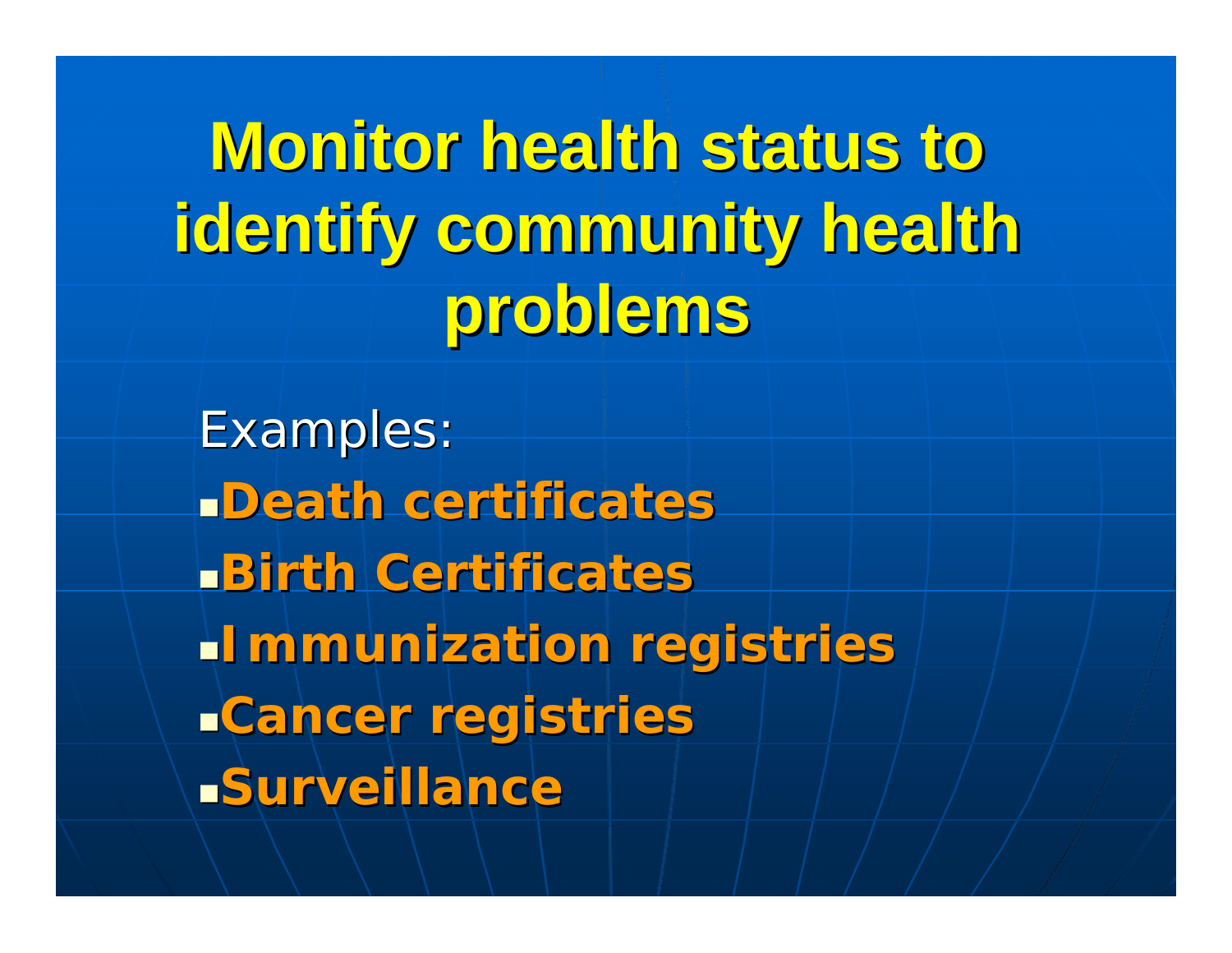# Monitor health status to identify community health problems

Examples:

- **Death certificates**
- **Birth Certificates**
- **Immunization registries**
- **Cancer registries**
- **Surveillance**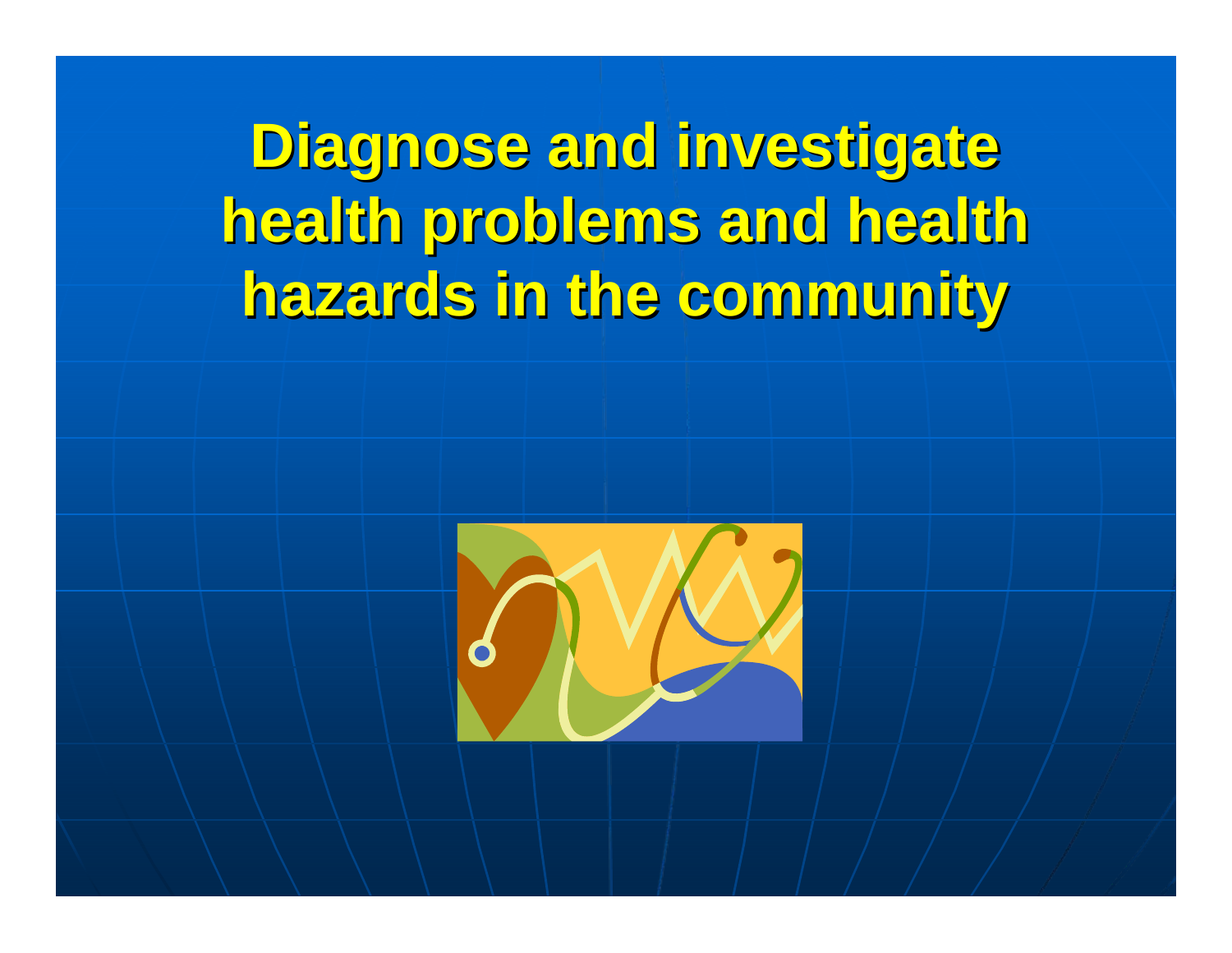# Diagnose and investigate health problems and health hazards in the community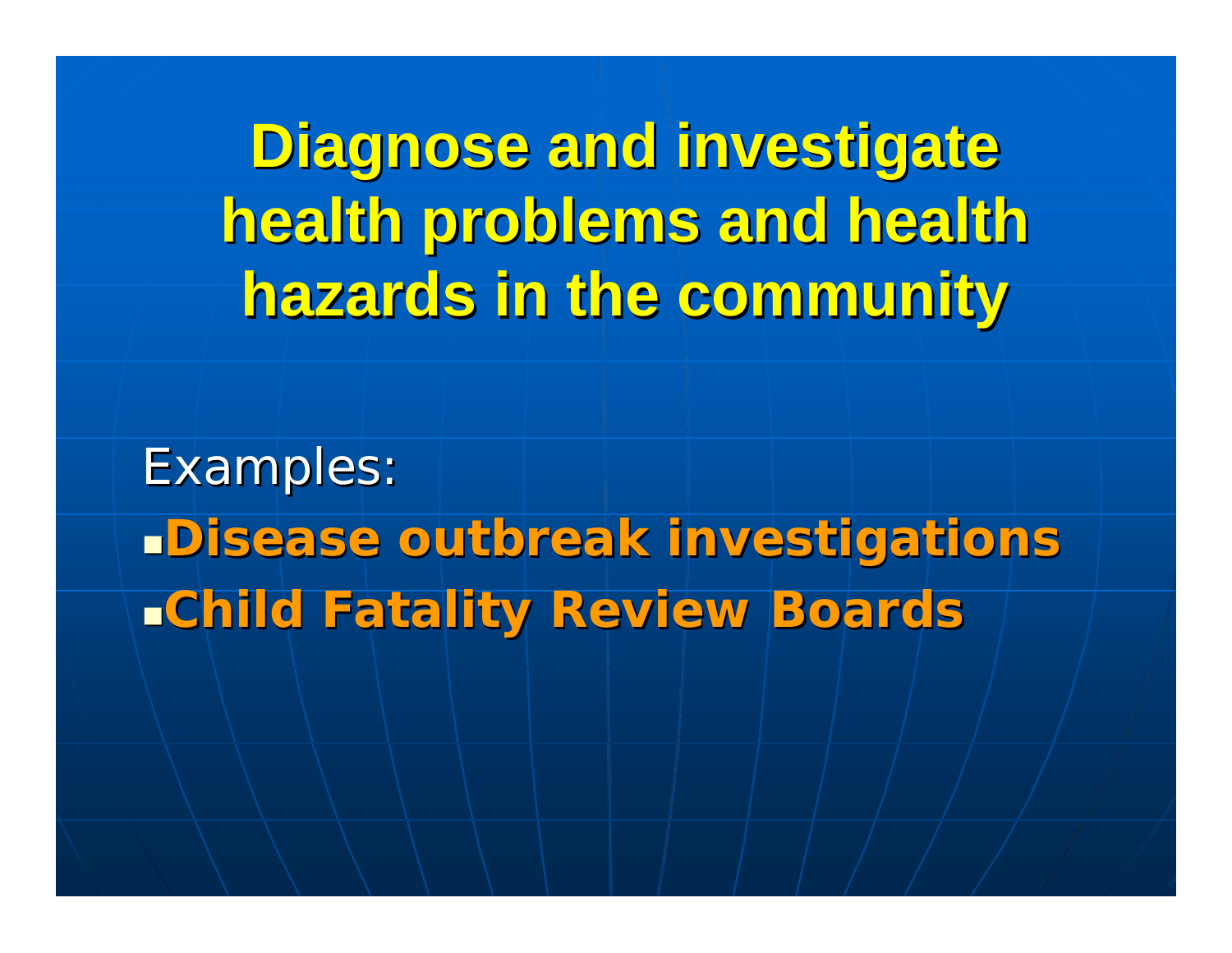# Diagnose and investigate health problems and health hazards in the community

Examples:

- **Disease outbreak investigations**
- **Child Fatality Review Boards**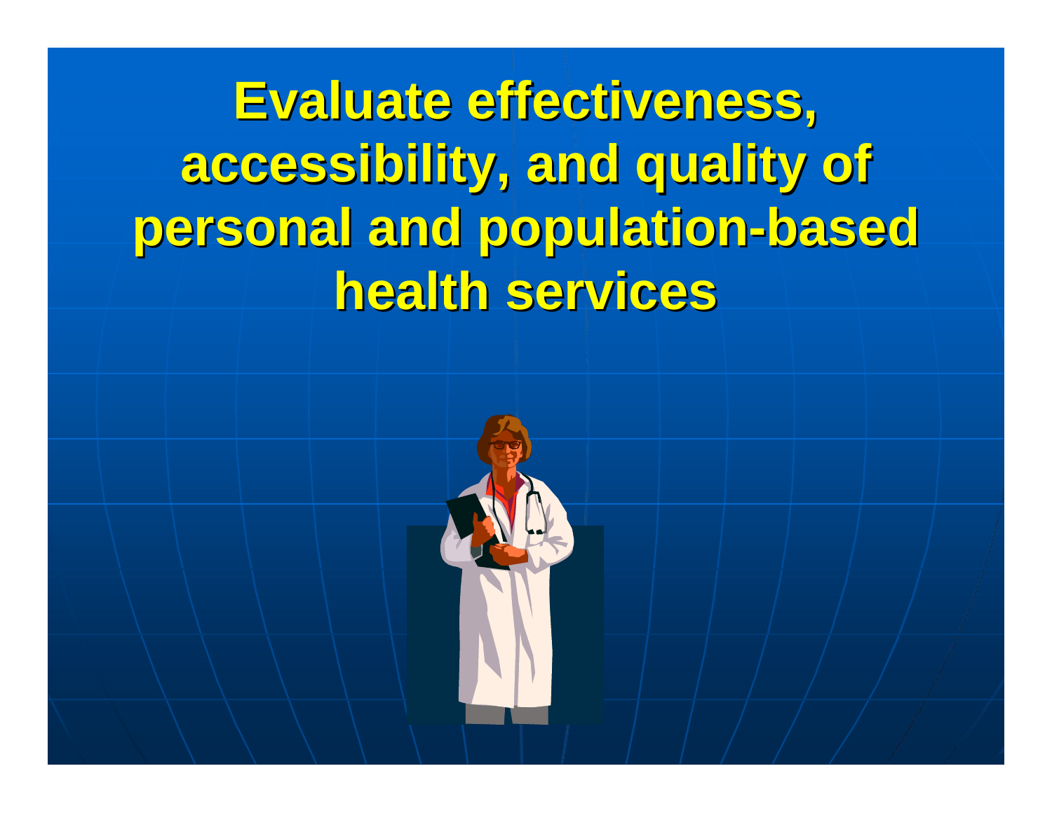# Evaluate effectiveness, accessibility, and quality of personal and population-based health services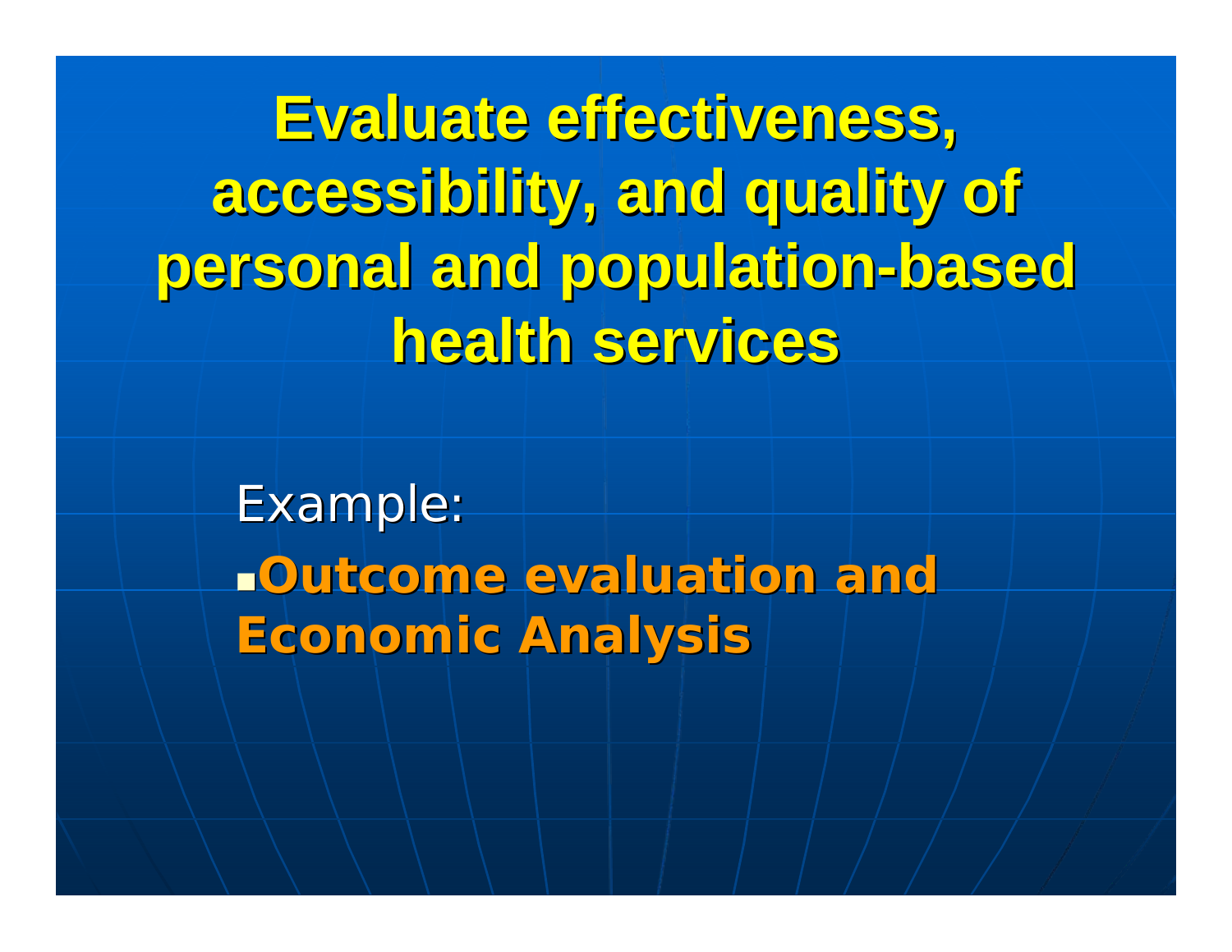# Evaluate effectiveness, accessibility, and quality of personal and population-based health services

Example:

- **Outcome evaluation and Economic Analysis**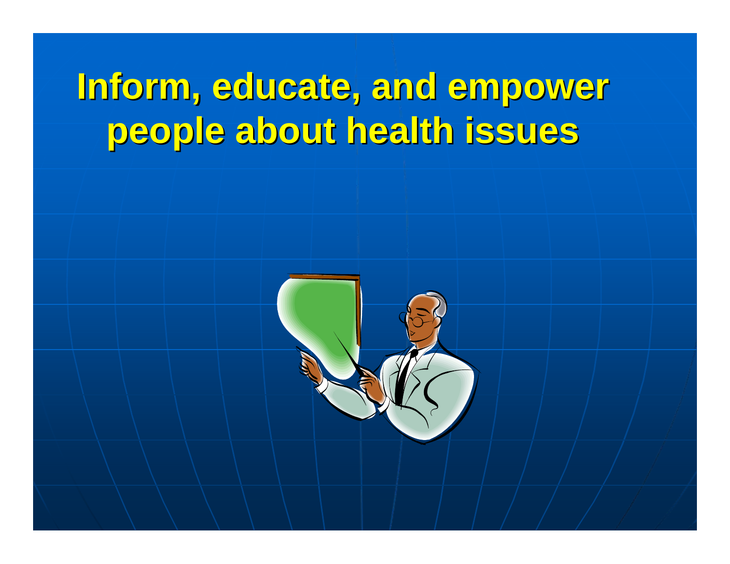# Inform, educate, and empower people about health issues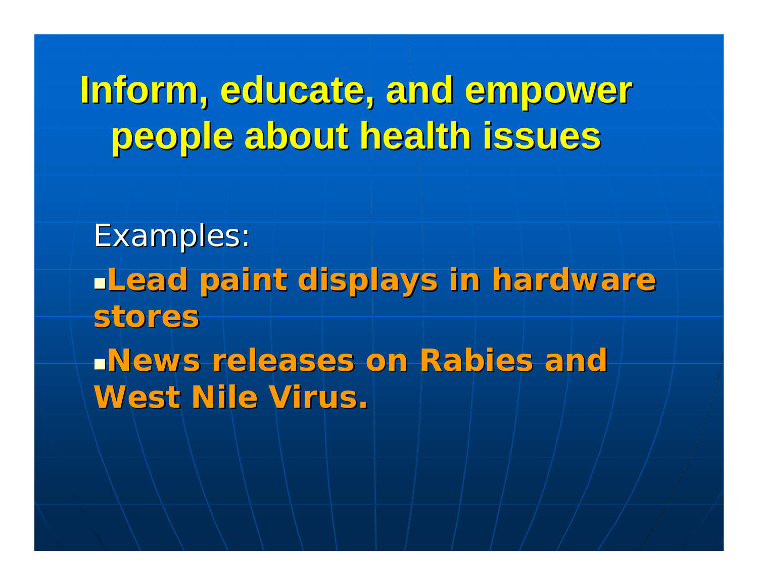# Inform, educate, and empower people about health issues

Examples:

- **Lead paint displays in hardware stores**
- **News releases on Rabies and West Nile Virus.**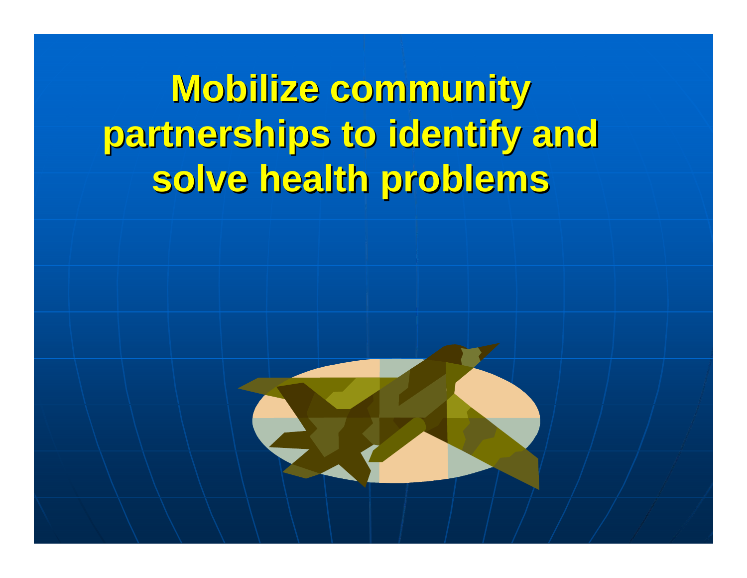# Mobilize community partnerships to identify and solve health problems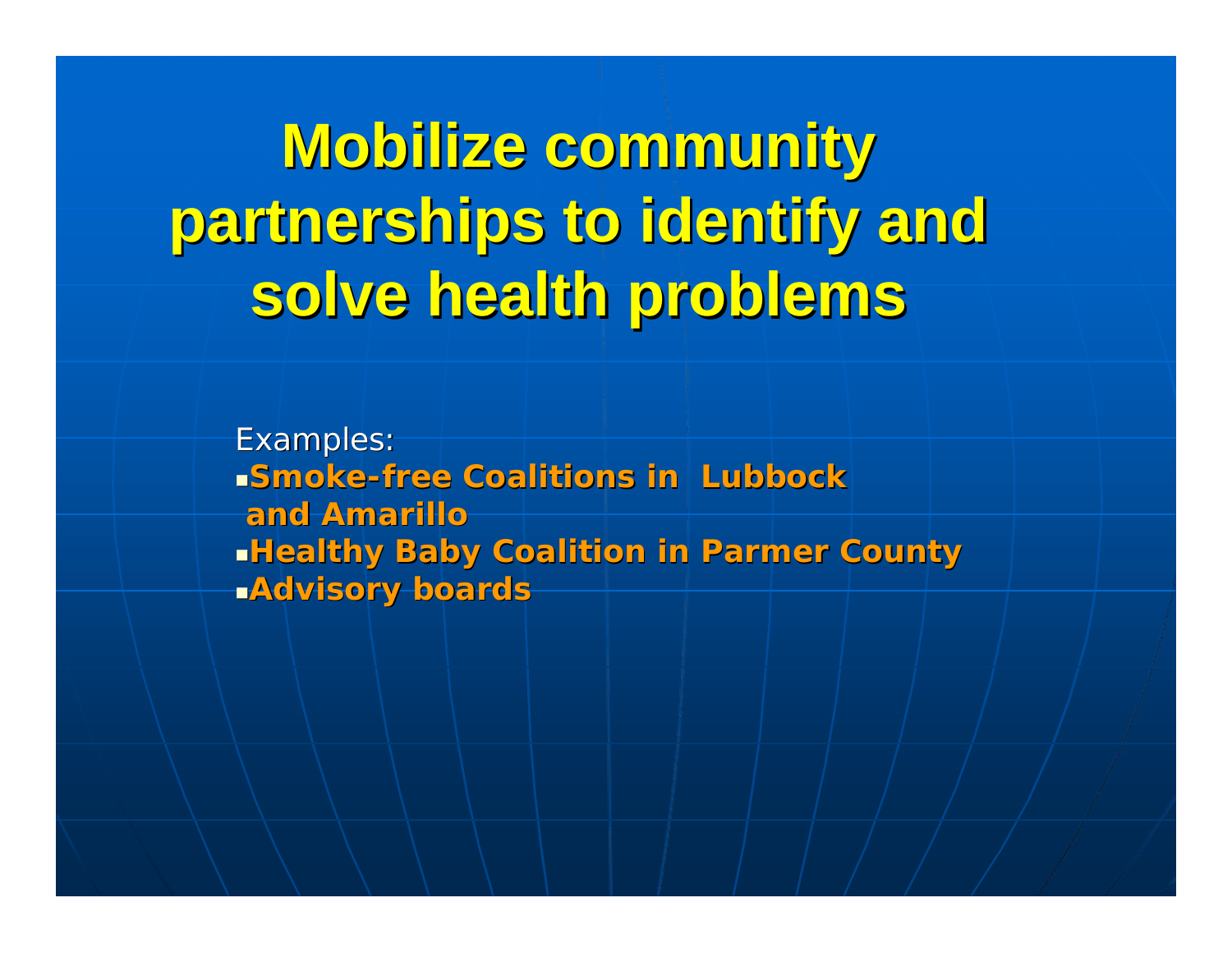# Mobilize community partnerships to identify and solve health problems

Examples:

- **Smoke-free Coalitions in Lubbock and Amarillo**
- **Healthy Baby Coalition in Parmer County**
- **Advisory boards**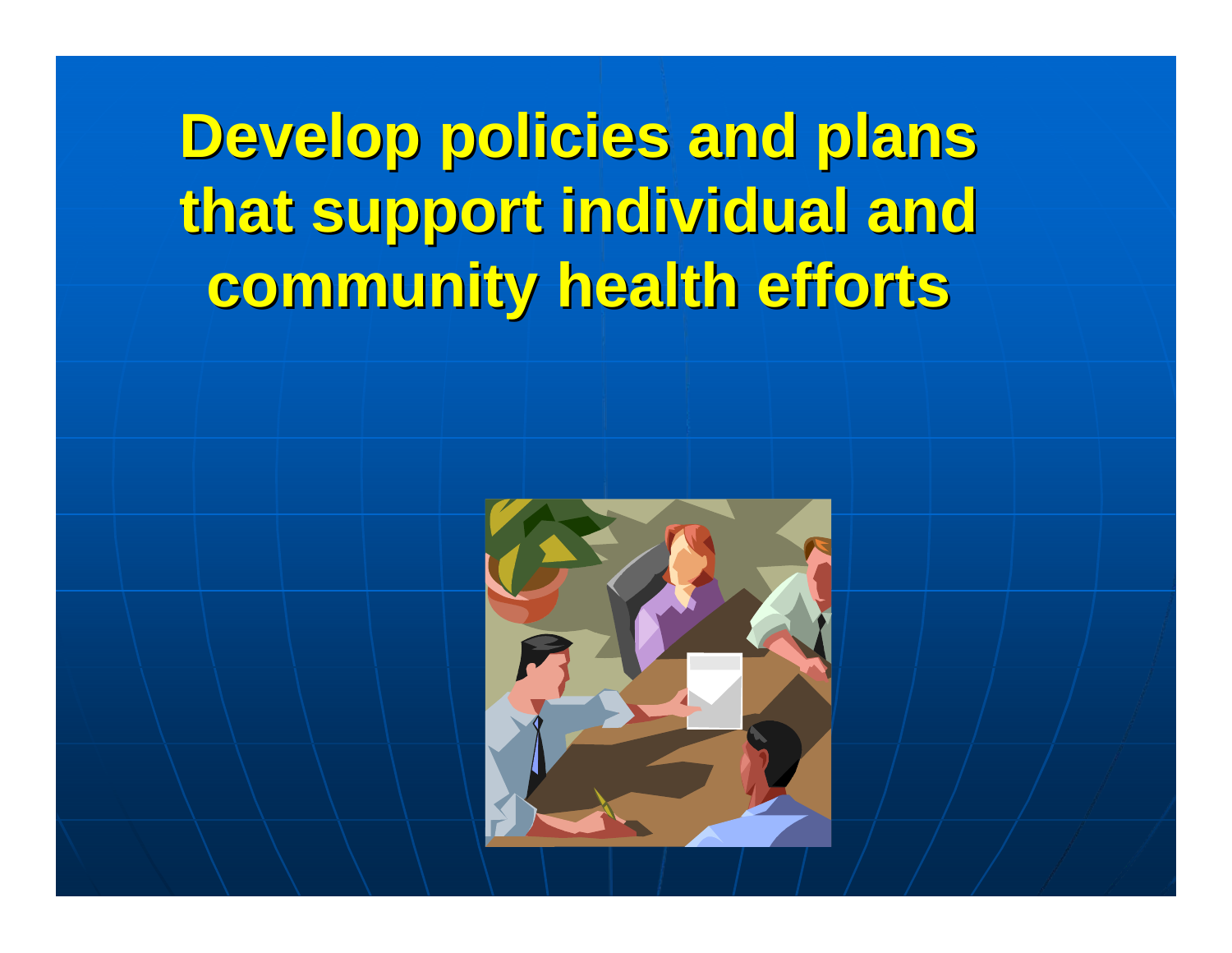# Develop policies and plans that support individual and community health efforts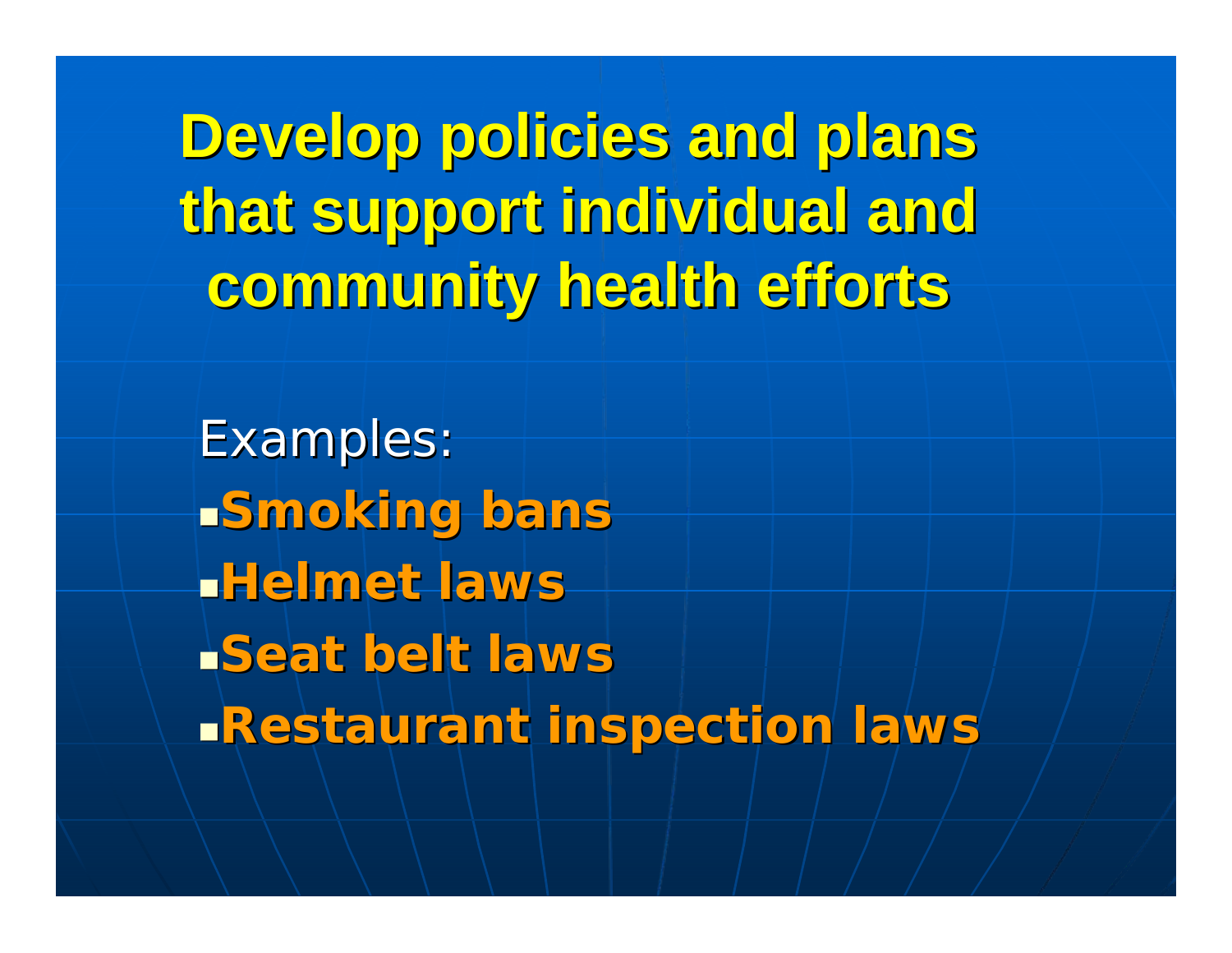# Develop policies and plans that support individual and community health efforts

Examples:

- **Smoking bans**
- **Helmet laws**
- **Seat belt laws**
- **Restaurant inspection laws**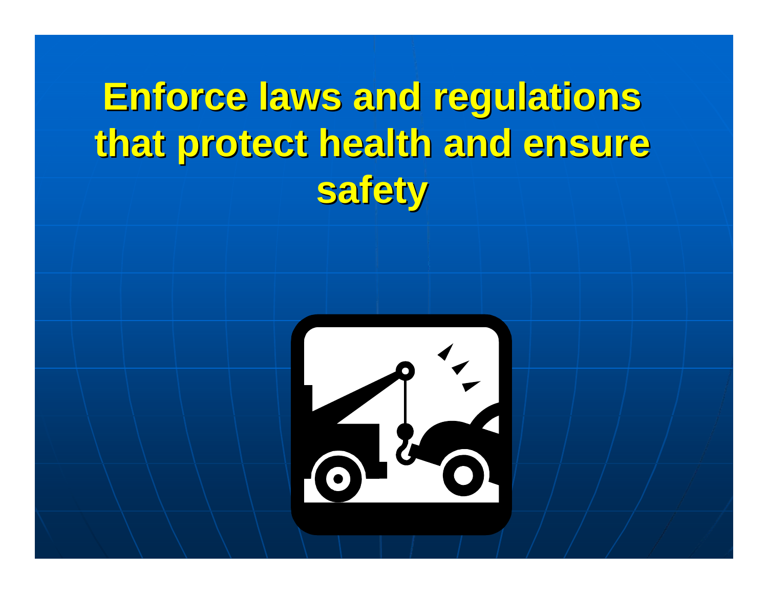# Enforce laws and regulations that protect health and ensure safety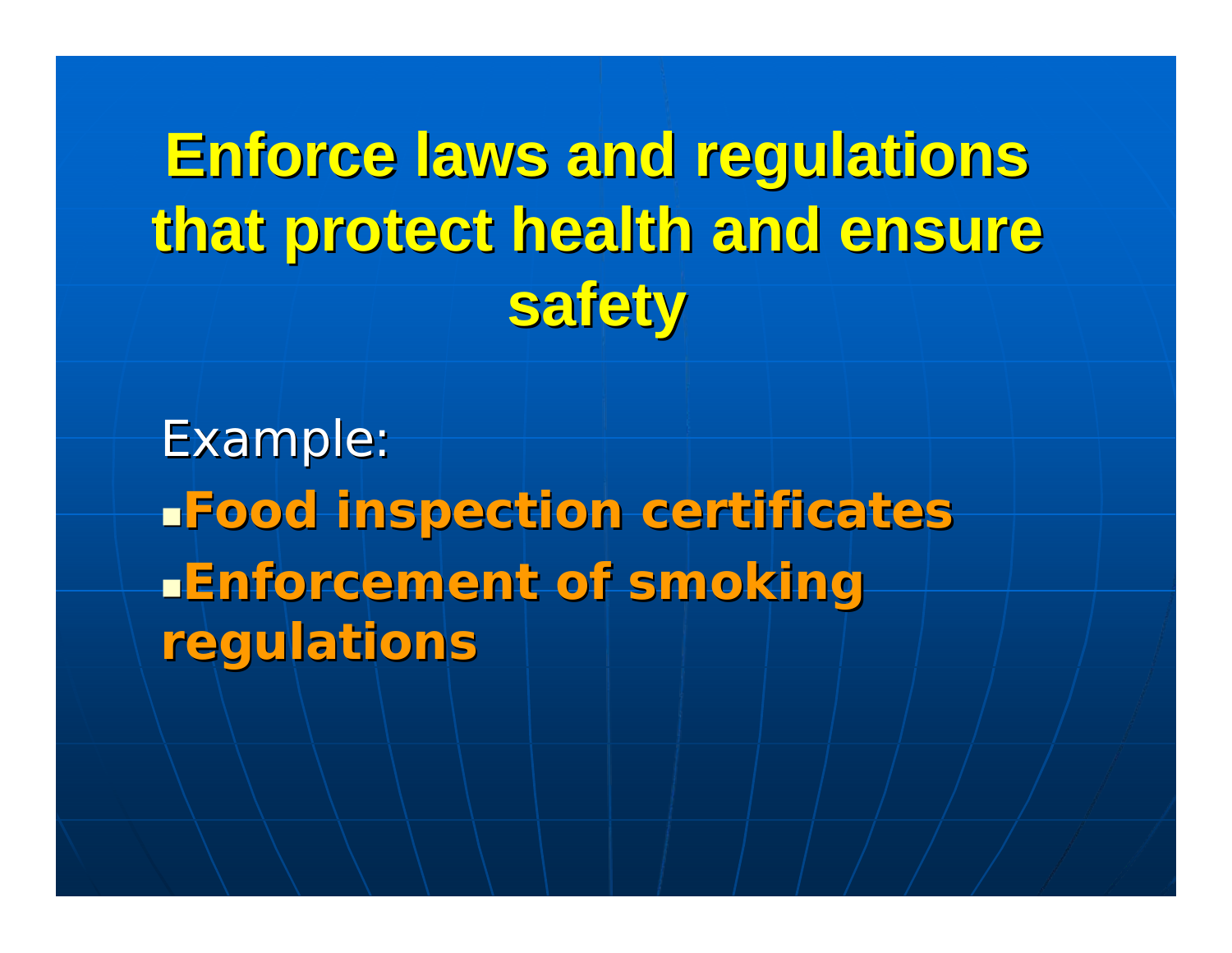# Enforce laws and regulations that protect health and ensure safety

Example:

- **Food inspection certificates**
- **Enforcement of smoking regulations**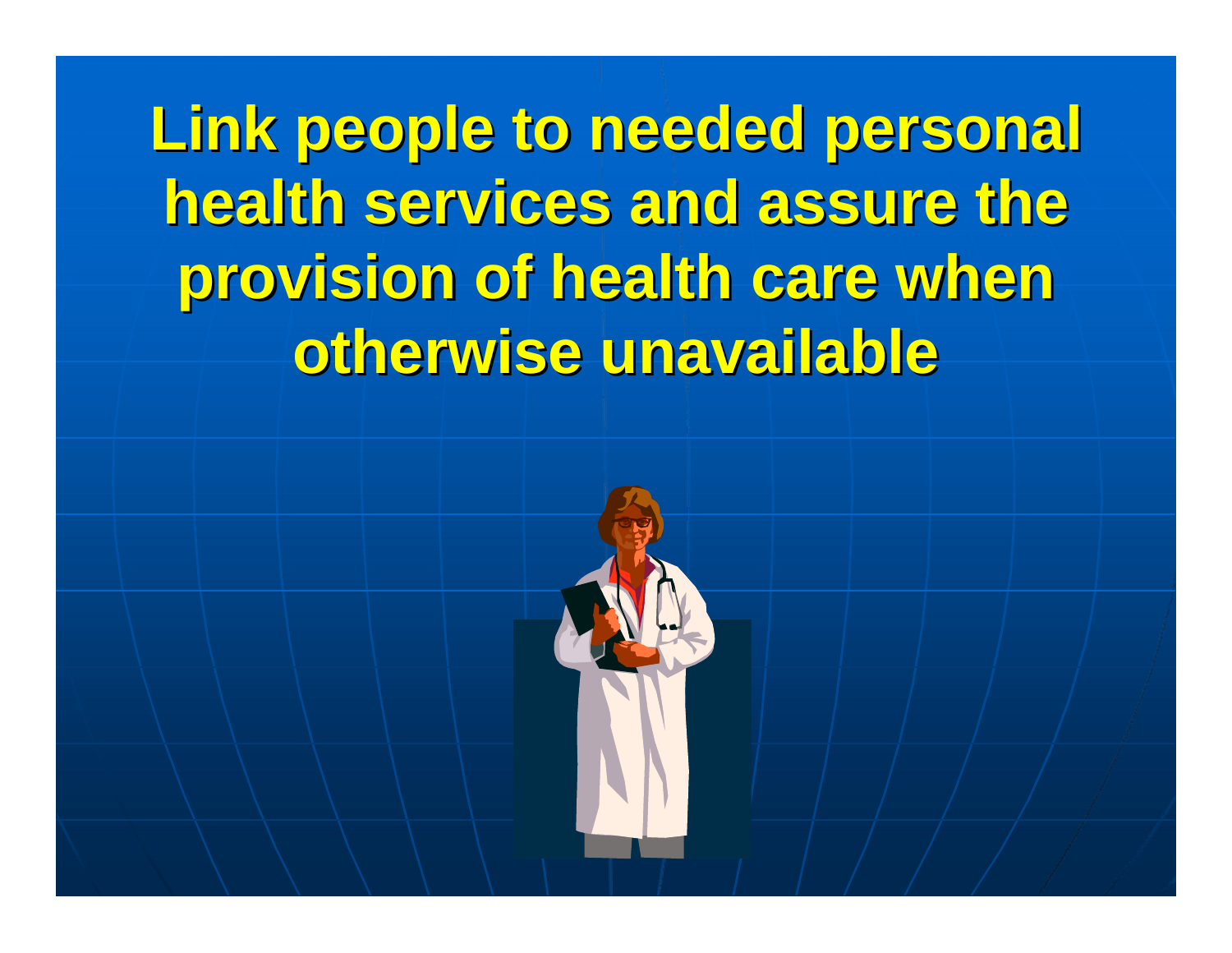# Link people to needed personal health services and assure the provision of health care when otherwise unavailable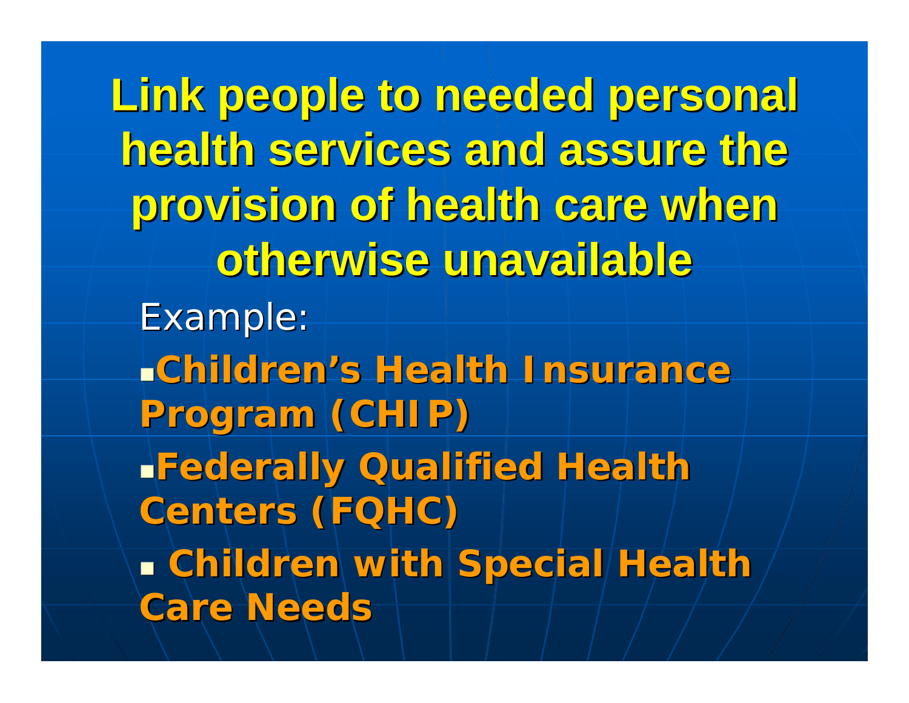# Link people to needed personal health services and assure the provision of health care when otherwise unavailable

Example:

- **Children's Health Insurance Program (CHIP)**
- **Federally Qualified Health Centers (FQHC)**
- **Children with Special Health Care Needs**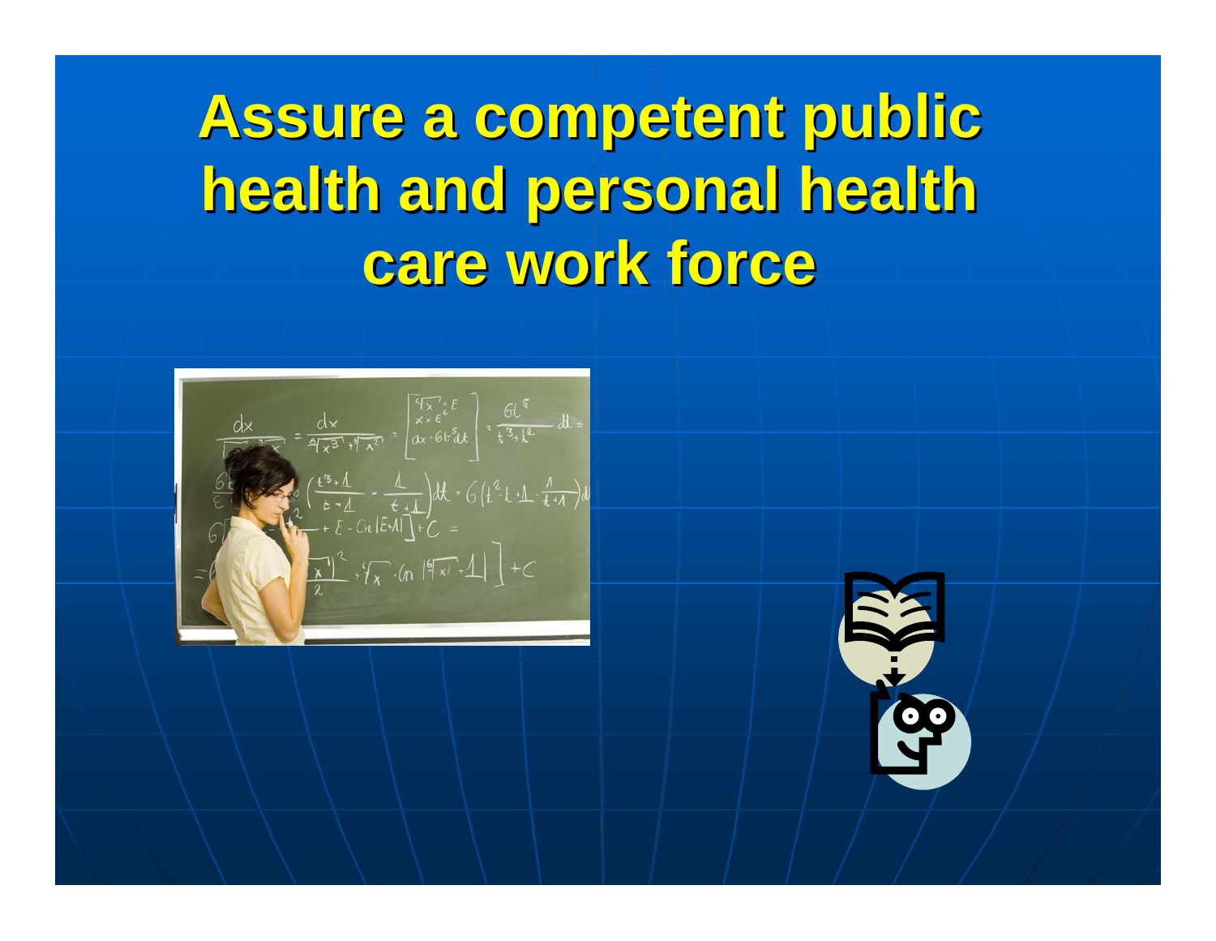# Assure a competent public health and personal health care work force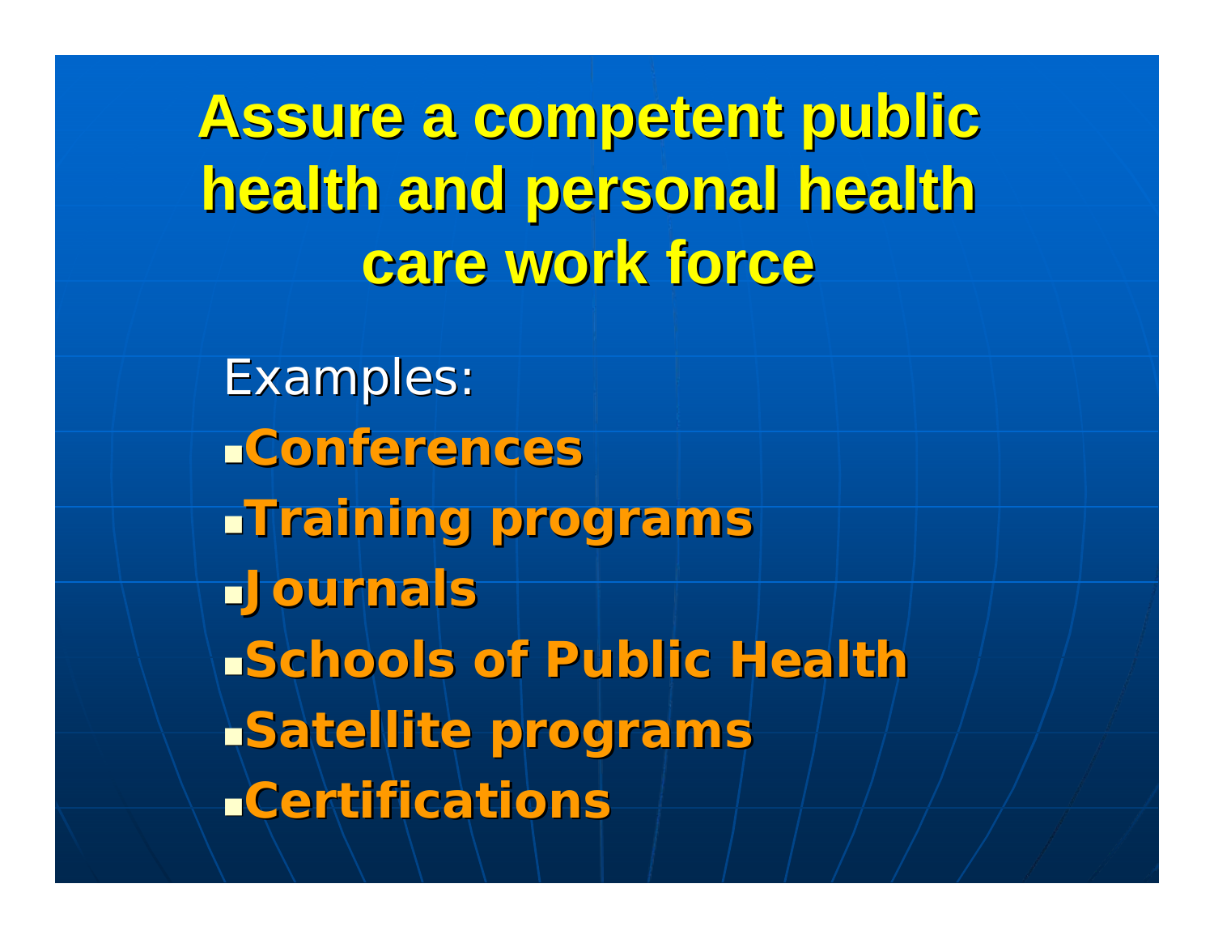# Assure a competent public health and personal health care work force

Examples:

- **Conferences**
- **Training programs**
- **Journals**
- **Schools of Public Health**
- **Satellite programs**
- **Certifications**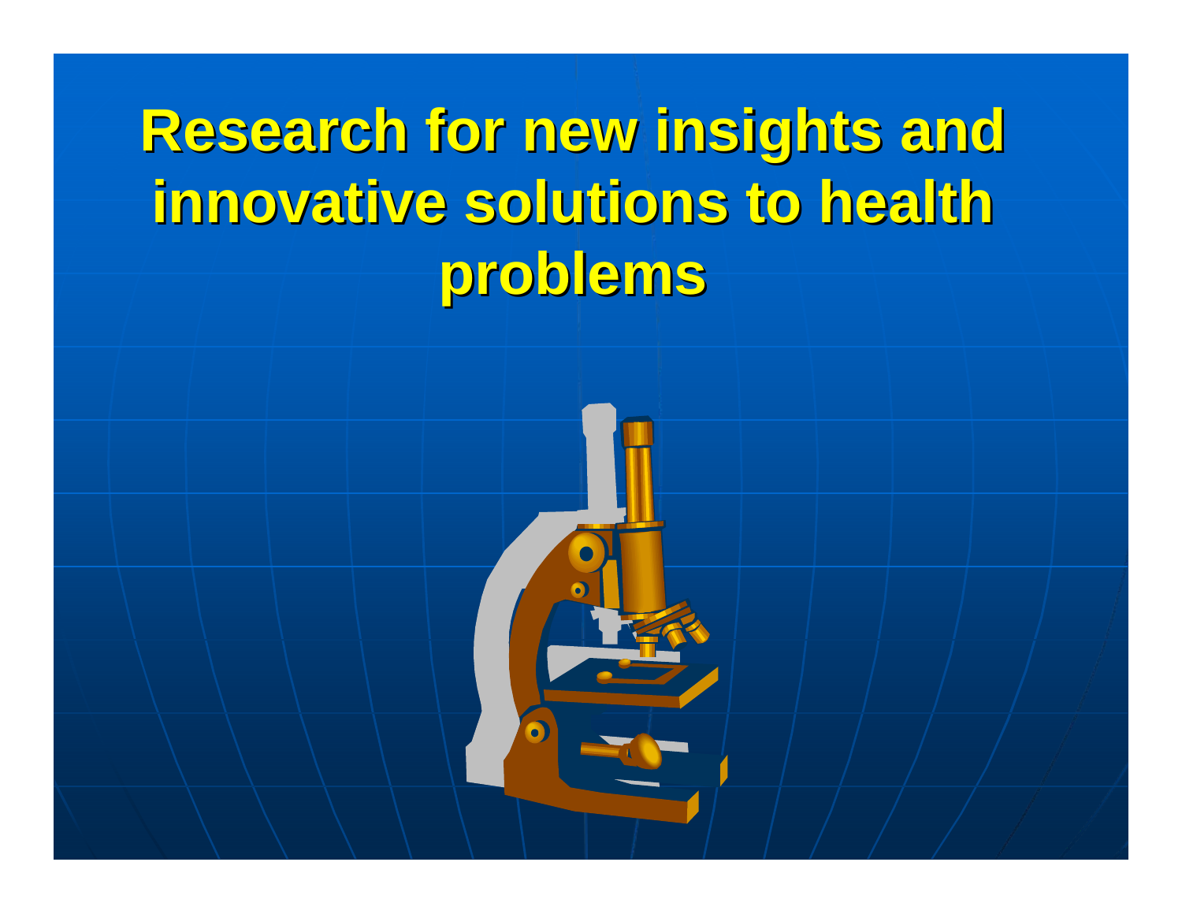# Research for new insights and innovative solutions to health problems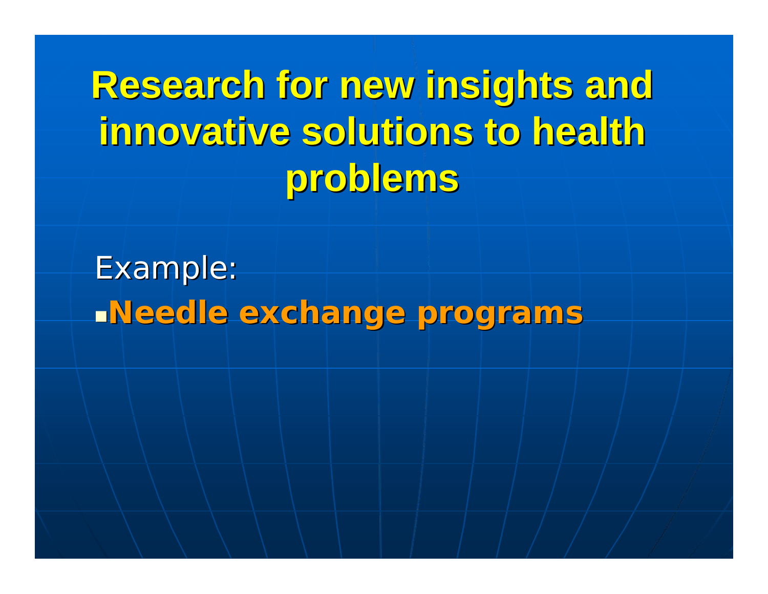# Research for new insights and innovative solutions to health problems

Example:

- **Needle exchange programs**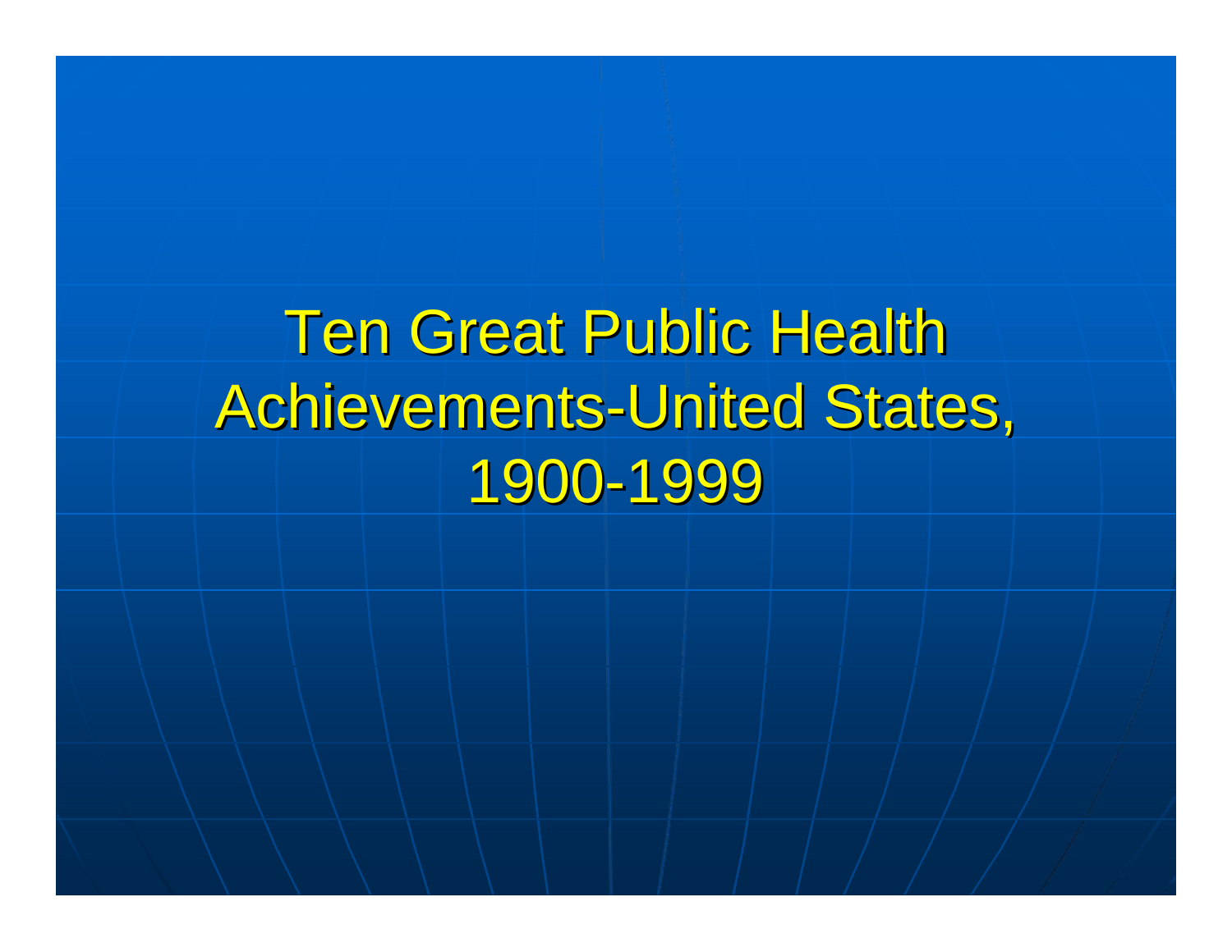# Ten Great Public Health Achievements-United States, 1900-1999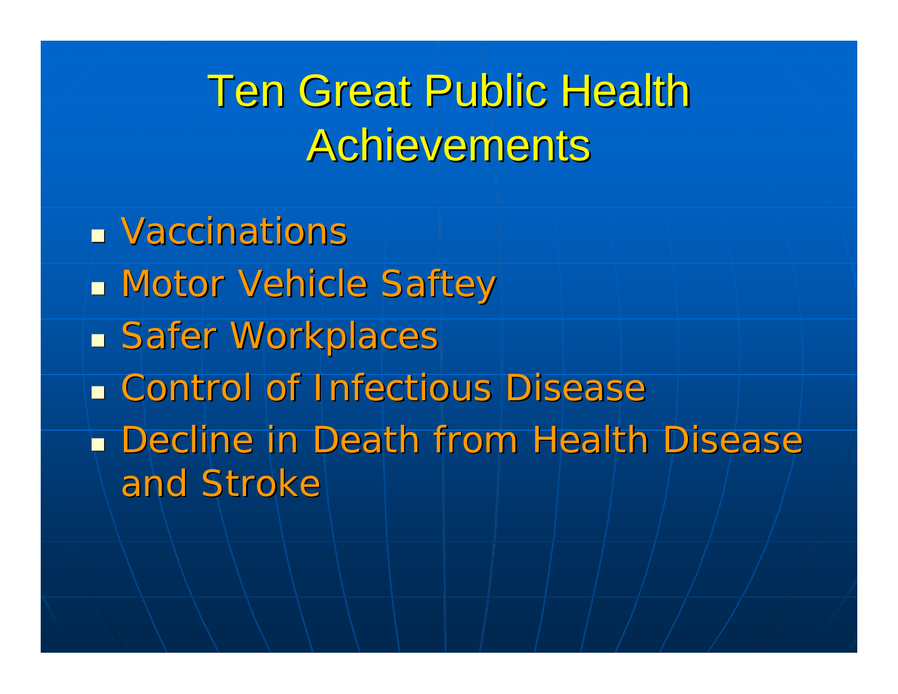# Ten Great Public Health Achievements

- Vaccinations
- Motor Vehicle Saftey
- Safer Workplaces
- Control of Infectious Disease
- Decline in Death from Health Disease and Stroke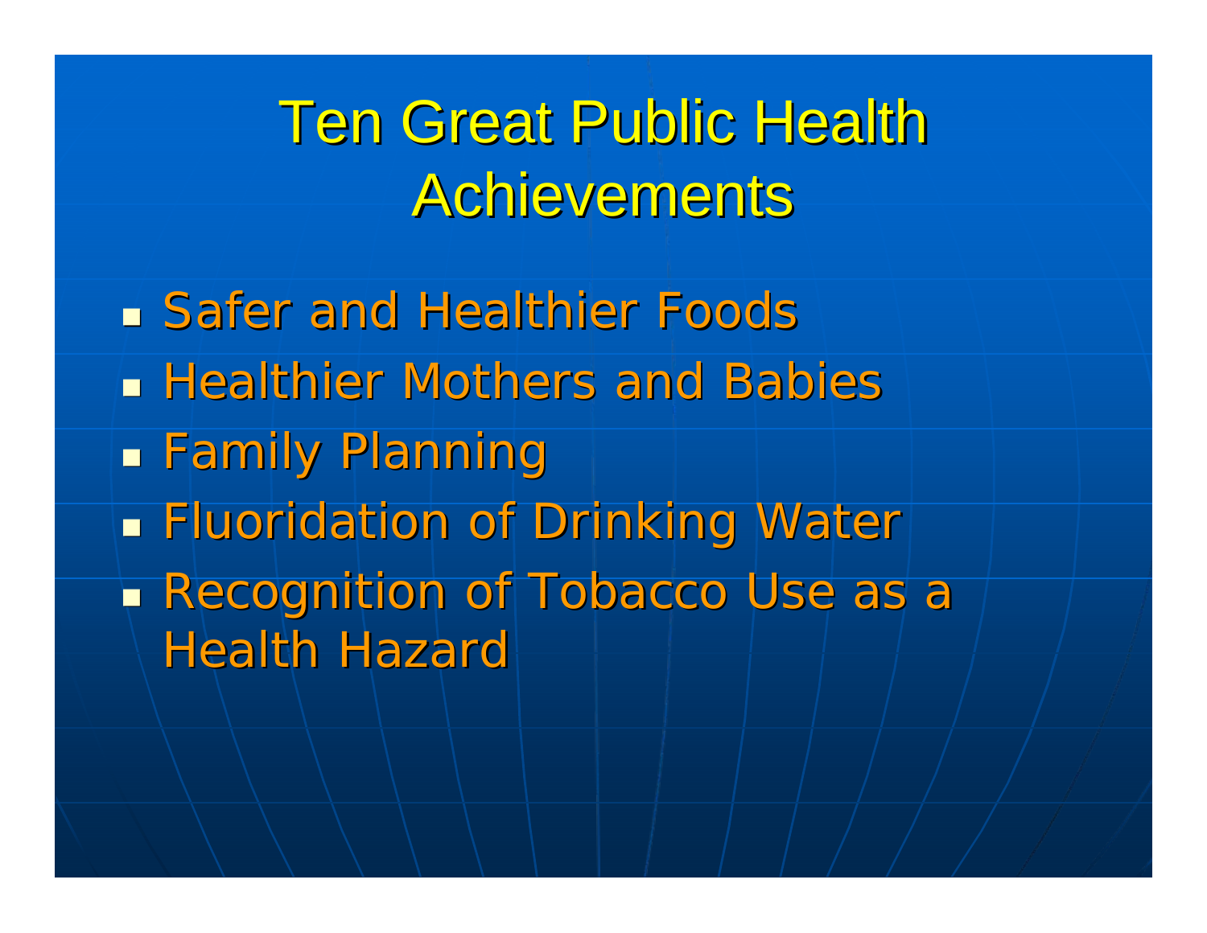# Ten Great Public Health Achievements

- Safer and Healthier Foods
- Healthier Mothers and Babies
- Family Planning
- Fluoridation of Drinking Water
- Recognition of Tobacco Use as a Health Hazard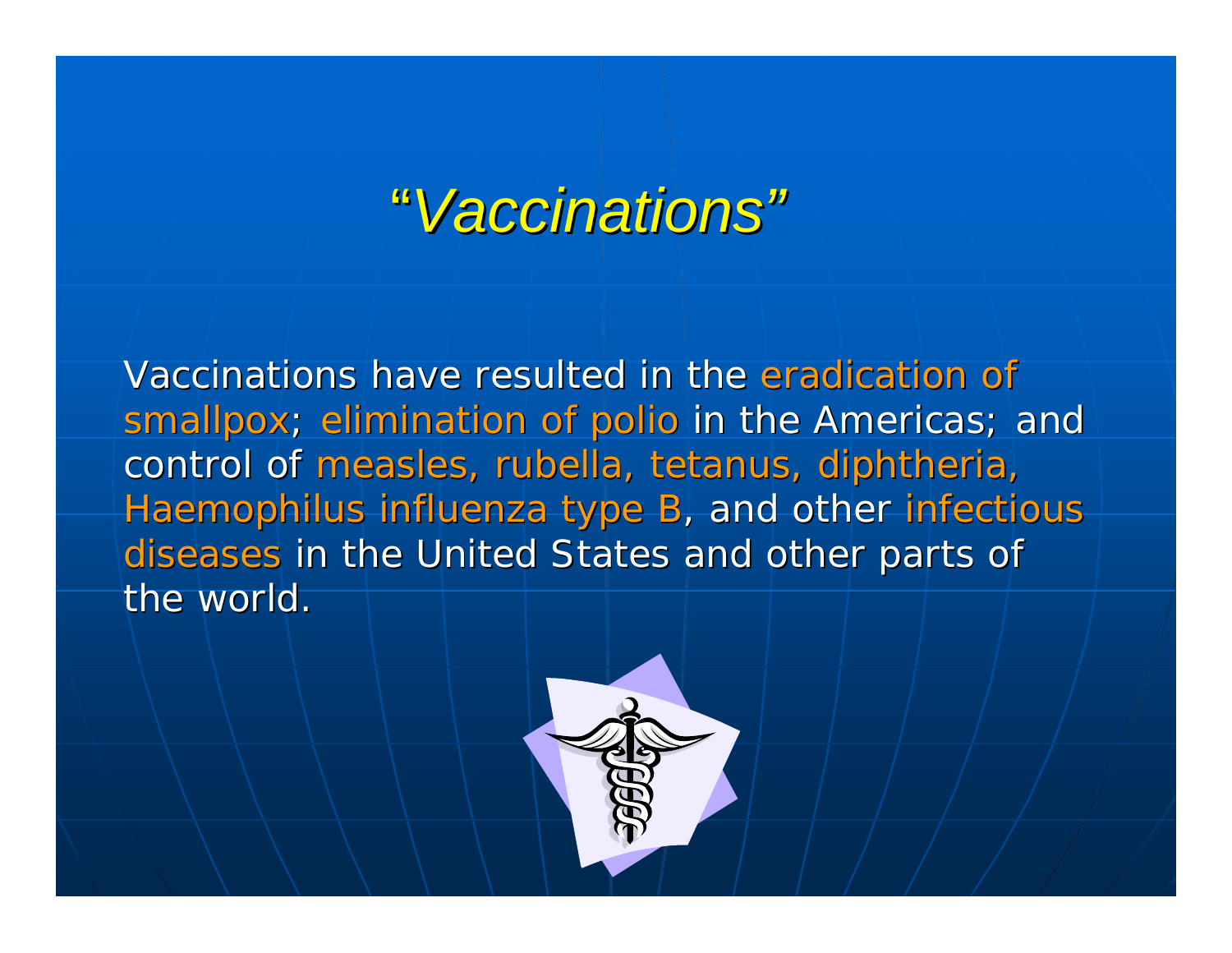# *"Vaccinations"*

Vaccinations have resulted in the eradication of smallpox; elimination of polio in the Americas; and control of measles, rubella, tetanus, diphtheria, Haemophilus influenza type B, and other infectious diseases in the United States and other parts of the world.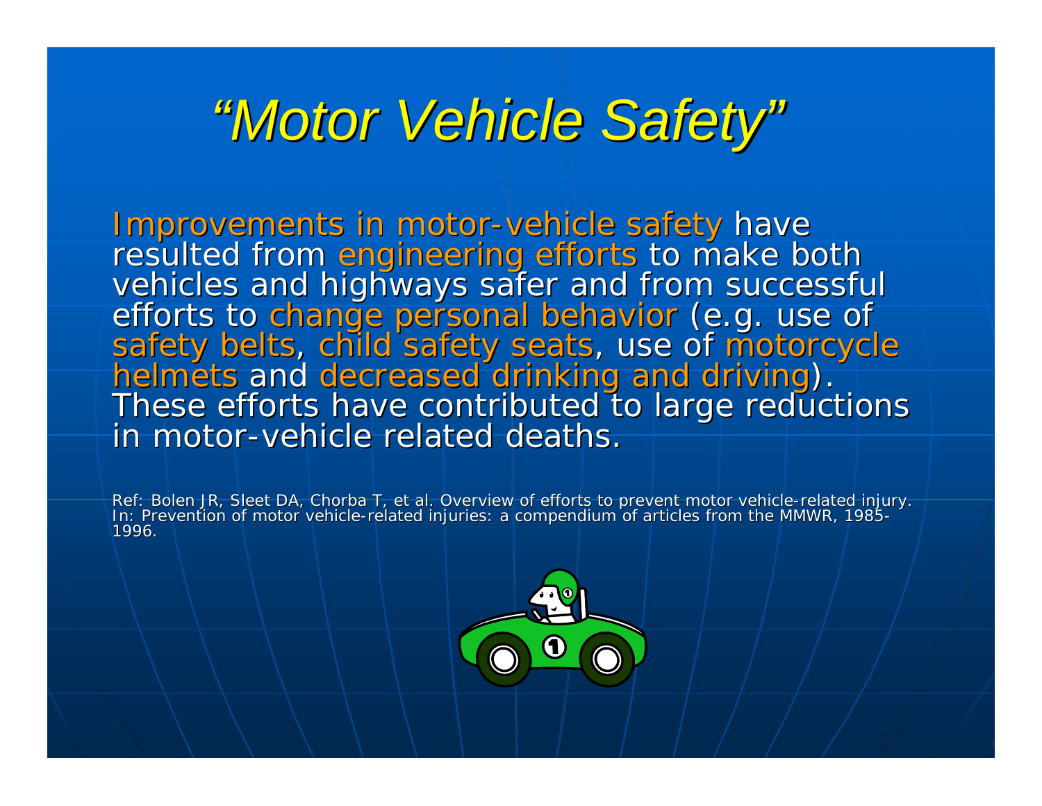# *“Motor Vehicle Safety”*

Improvements in motor-vehicle safety have resulted from engineering efforts to make both vehicles and highways safer and from successful efforts to change personal behavior (e.g. use of safety belts, child safety seats, use of motorcycle helmets and decreased drinking and driving). These efforts have contributed to large reductions in motor-vehicle related deaths.

Ref: Bolen JR, Sleet DA, Chorba T, et al. Overview of efforts to prevent motor vehicle-related injury. In: Prevention of motor vehicle-related injuries: a compendium of articles from the MMWR, 1985-1996.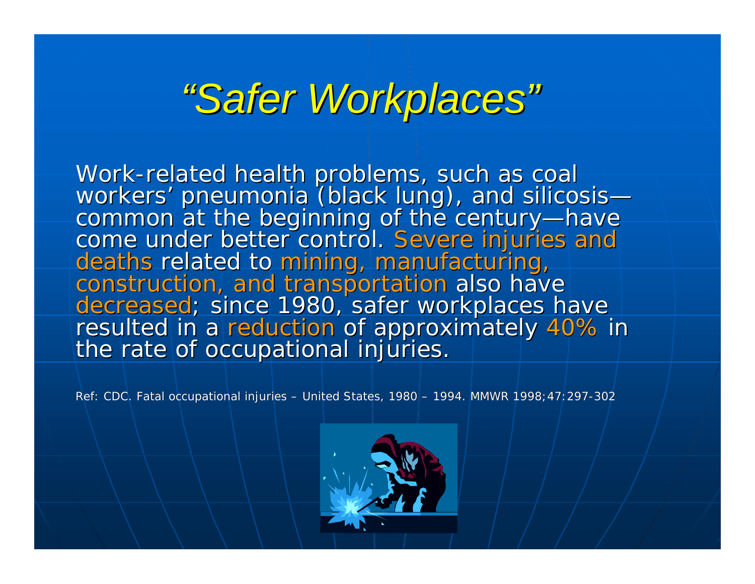# *"Safer Workplaces"*

Work-related health problems, such as coal workers' pneumonia (black lung), and silicosis—common at the beginning of the century—have come under better control. Severe injuries and deaths related to mining, manufacturing, construction, and transportation also have decreased; since 1980, safer workplaces have resulted in a reduction of approximately 40% in the rate of occupational injuries.

Ref: CDC. Fatal occupational injuries – United States, 1980 – 1994. MMWR 1998;47:297-302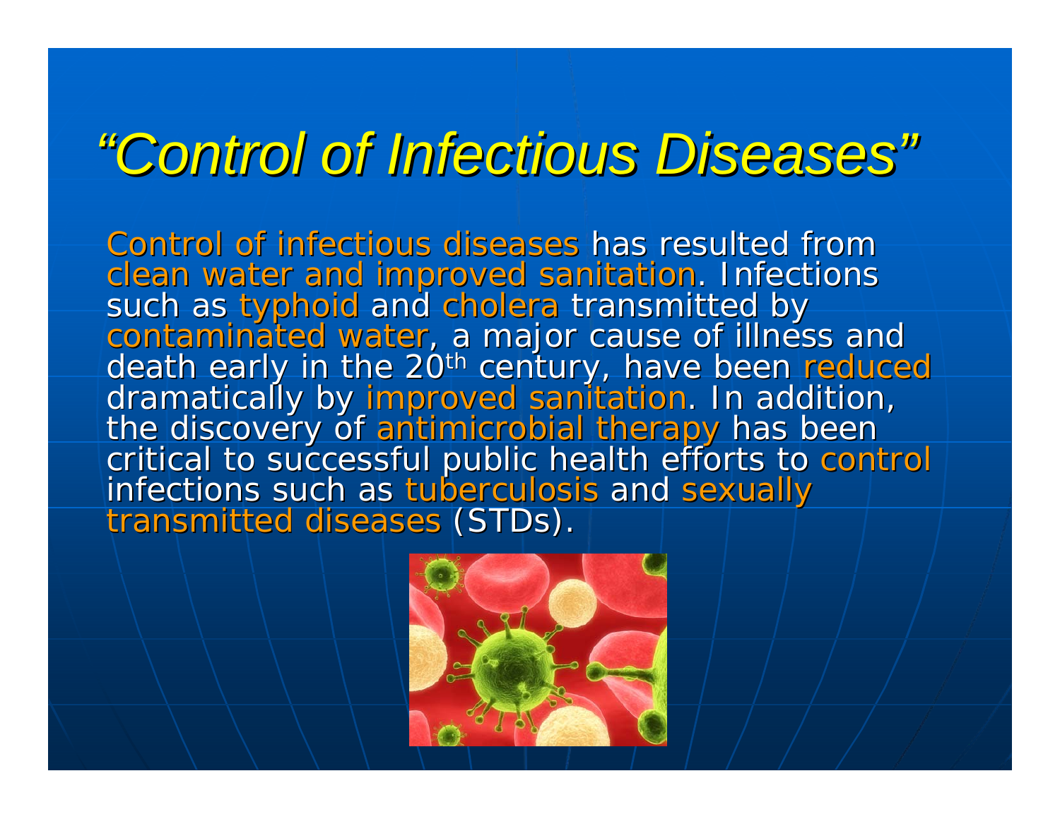# *"Control of Infectious Diseases"*

Control of infectious diseases has resulted from clean water and improved sanitation. Infections such as typhoid and cholera transmitted by contaminated water, a major cause of illness and death early in the 20th century, have been reduced dramatically by improved sanitation. In addition, the discovery of antimicrobial therapy has been critical to successful public health efforts to control infections such as tuberculosis and sexually transmitted diseases (STDs).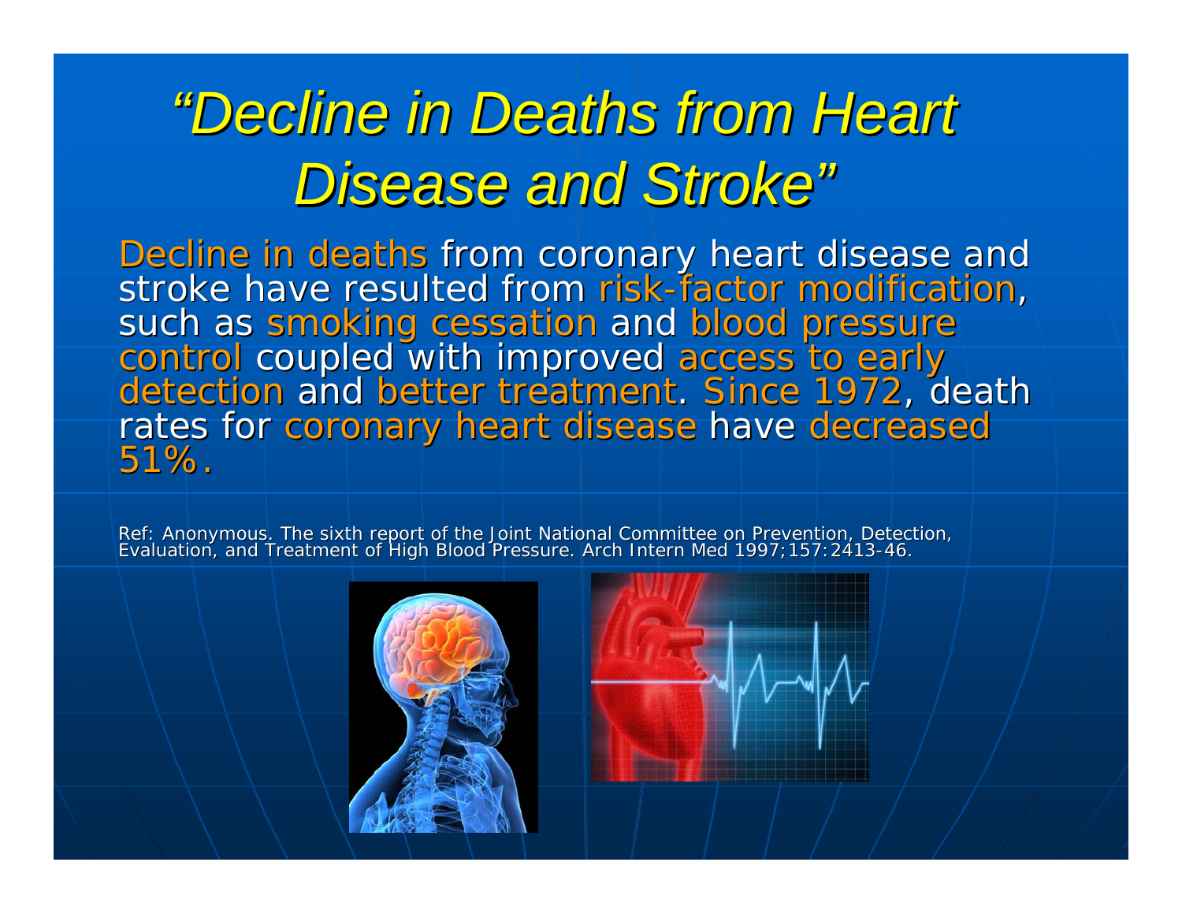# *"Decline in Deaths from Heart Disease and Stroke"*

Decline in deaths from coronary heart disease and stroke have resulted from risk-factor modification, such as smoking cessation and blood pressure control coupled with improved access to early detection and better treatment. Since 1972, death rates for coronary heart disease have decreased 51%.

Ref: Anonymous. The sixth report of the Joint National Committee on Prevention, Detection, Evaluation, and Treatment of High Blood Pressure. Arch Intern Med 1997;157:2413-46.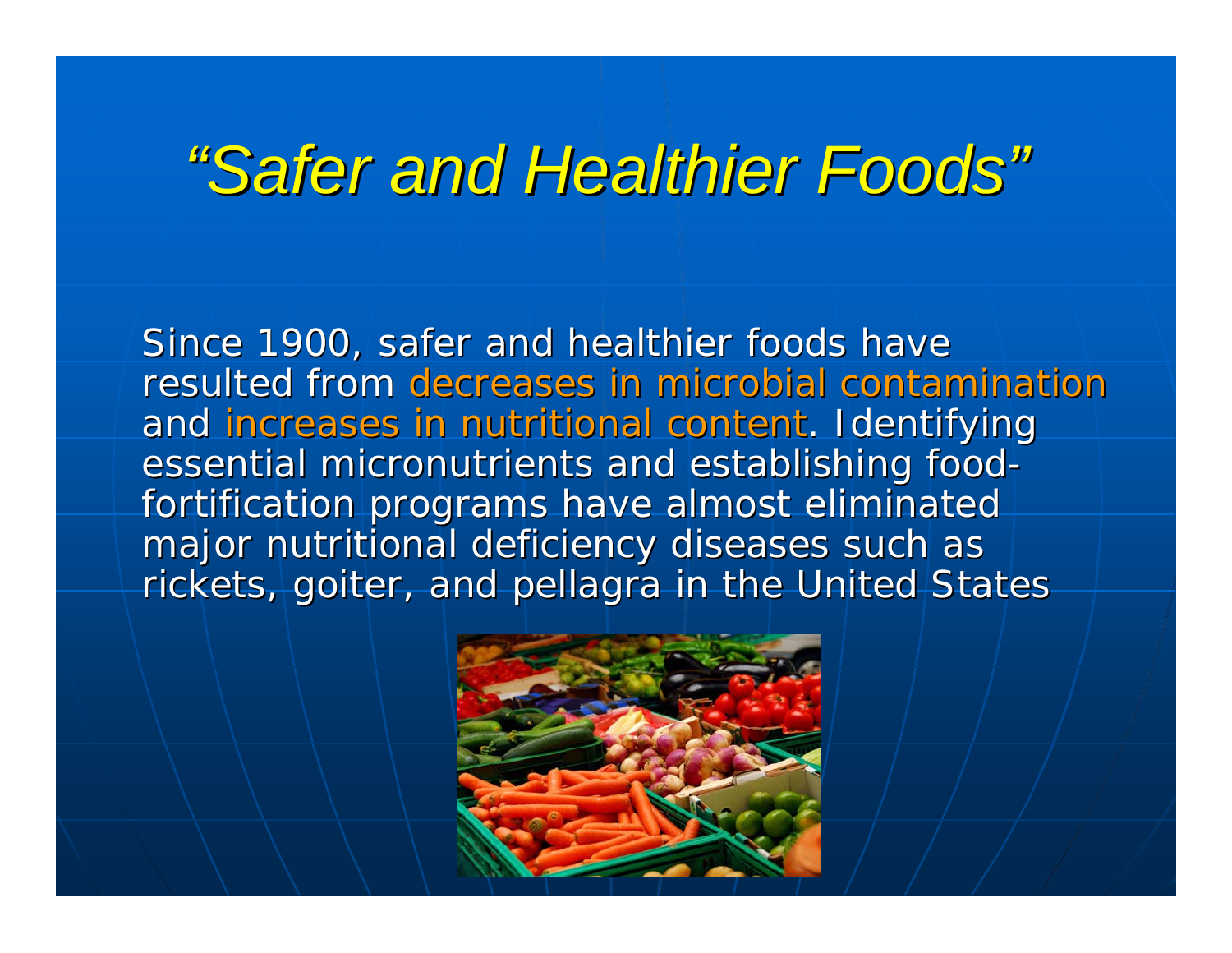# *“Safer and Healthier Foods”*

Since 1900, safer and healthier foods have resulted from decreases in microbial contamination and increases in nutritional content. Identifying essential micronutrients and establishing food-fortification programs have almost eliminated major nutritional deficiency diseases such as rickets, goiter, and pellagra in the United States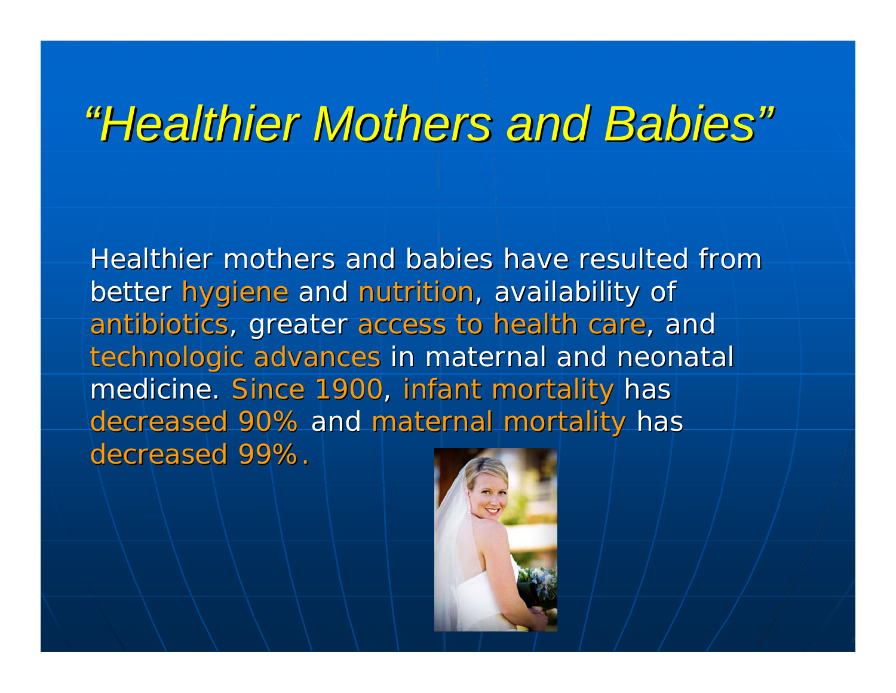# *"Healthier Mothers and Babies"*

Healthier mothers and babies have resulted from better hygiene and nutrition, availability of antibiotics, greater access to health care, and technologic advances in maternal and neonatal medicine. Since 1900, infant mortality has decreased 90% and maternal mortality has decreased 99%.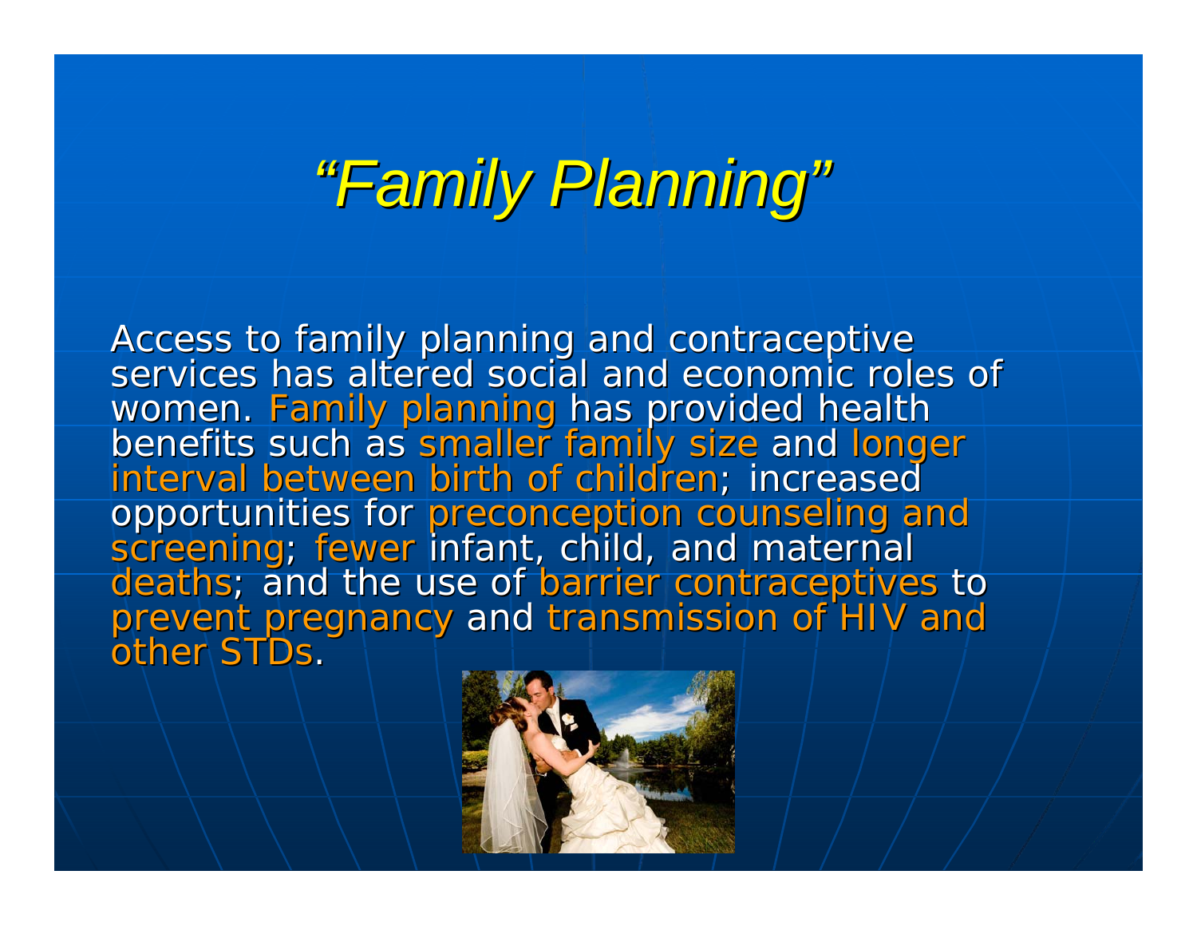# *"Family Planning"*

Access to family planning and contraceptive services has altered social and economic roles of women. Family planning has provided health benefits such as smaller family size and longer interval between birth of children; increased opportunities for preconception counseling and screening; fewer infant, child, and maternal deaths; and the use of barrier contraceptives to prevent pregnancy and transmission of HIV and other STDs.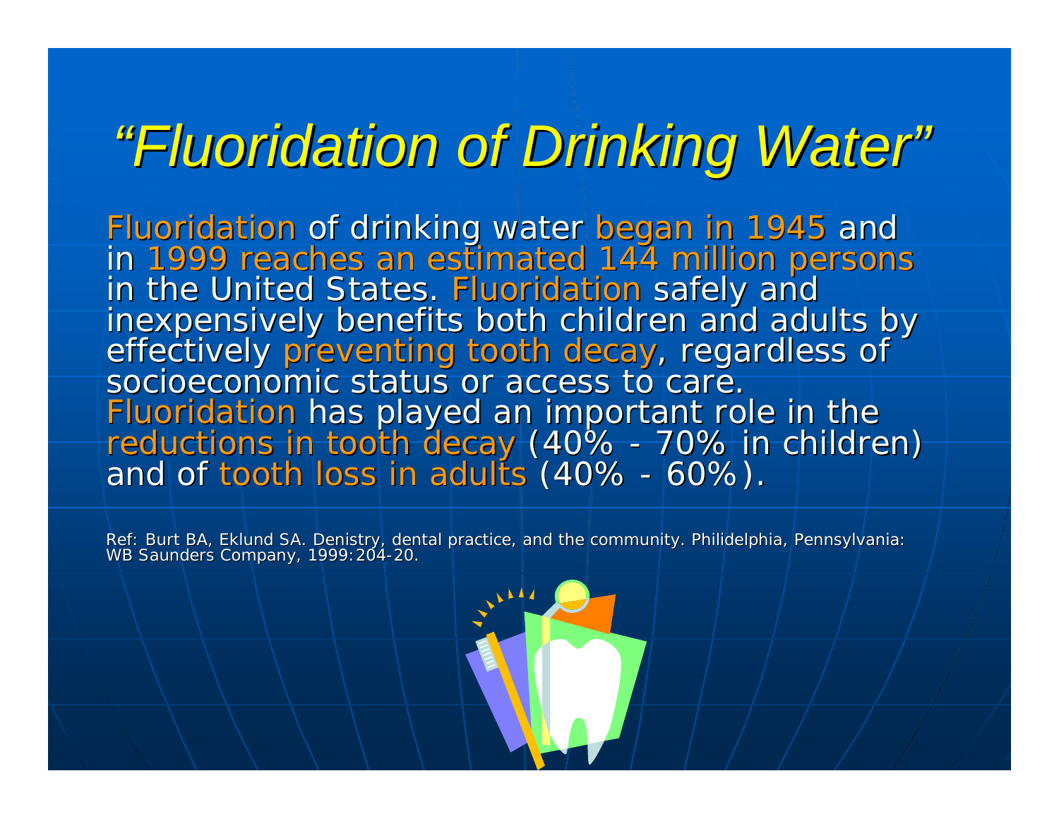# *“Fluoridation of Drinking Water”*

Fluoridation of drinking water began in 1945 and in 1999 reaches an estimated 144 million persons in the United States. Fluoridation safely and inexpensively benefits both children and adults by effectively preventing tooth decay, regardless of socioeconomic status or access to care. Fluoridation has played an important role in the reductions in tooth decay (40% - 70% in children) and of tooth loss in adults (40% - 60%).

Ref: Burt BA, Eklund SA. Denistry, dental practice, and the community. Philidelphia, Pennsylvania: WB Saunders Company, 1999:204-20.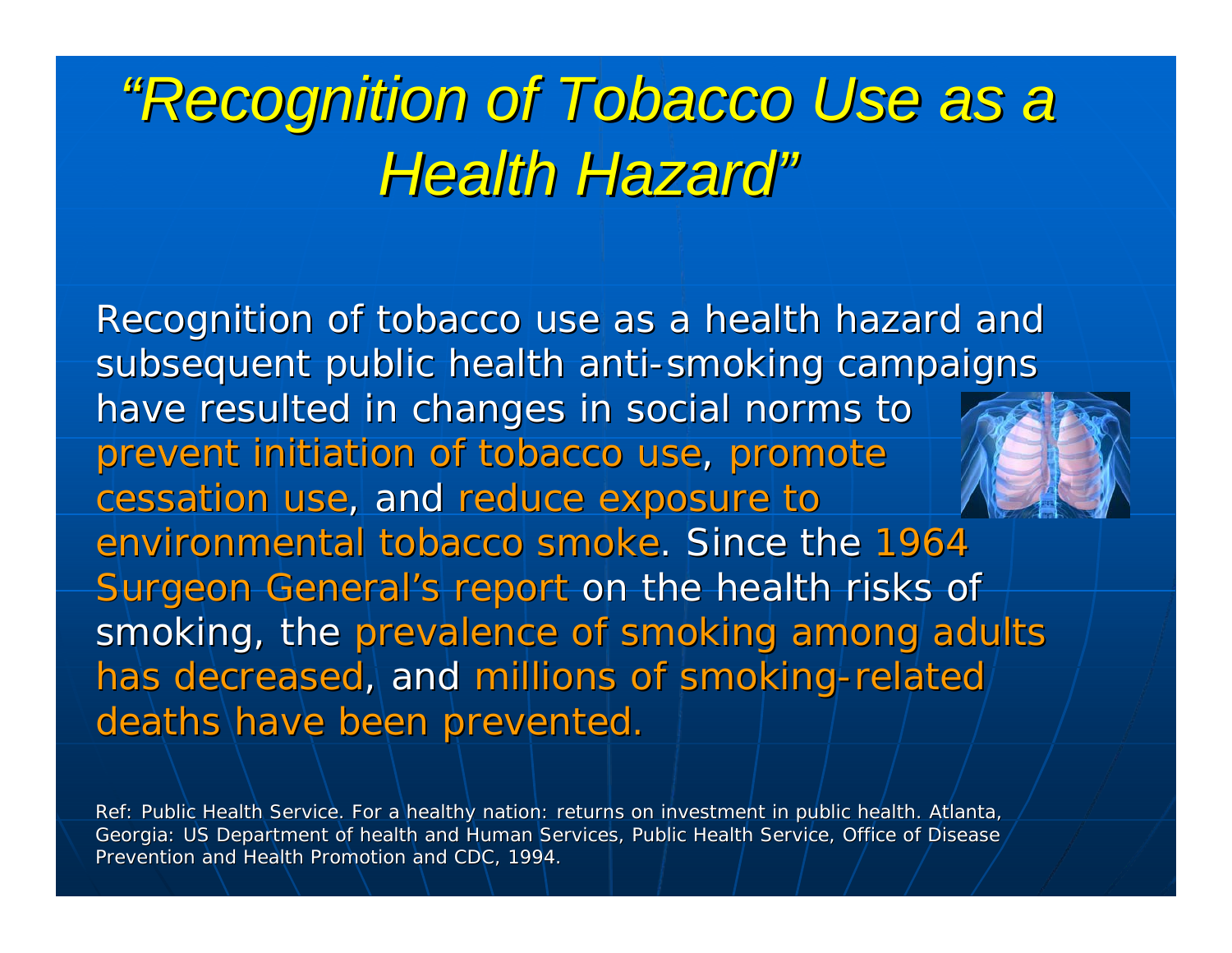# *"Recognition of Tobacco Use as a Health Hazard"*

Recognition of tobacco use as a health hazard and subsequent public health anti-smoking campaigns have resulted in changes in social norms to prevent initiation of tobacco use, promote cessation use, and reduce exposure to environmental tobacco smoke. Since the 1964 Surgeon General's report on the health risks of smoking, the prevalence of smoking among adults has decreased, and millions of smoking-related deaths have been prevented.

Ref: Public Health Service. For a healthy nation: returns on investment in public health. Atlanta, Georgia: US Department of health and Human Services, Public Health Service, Office of Disease Prevention and Health Promotion and CDC, 1994.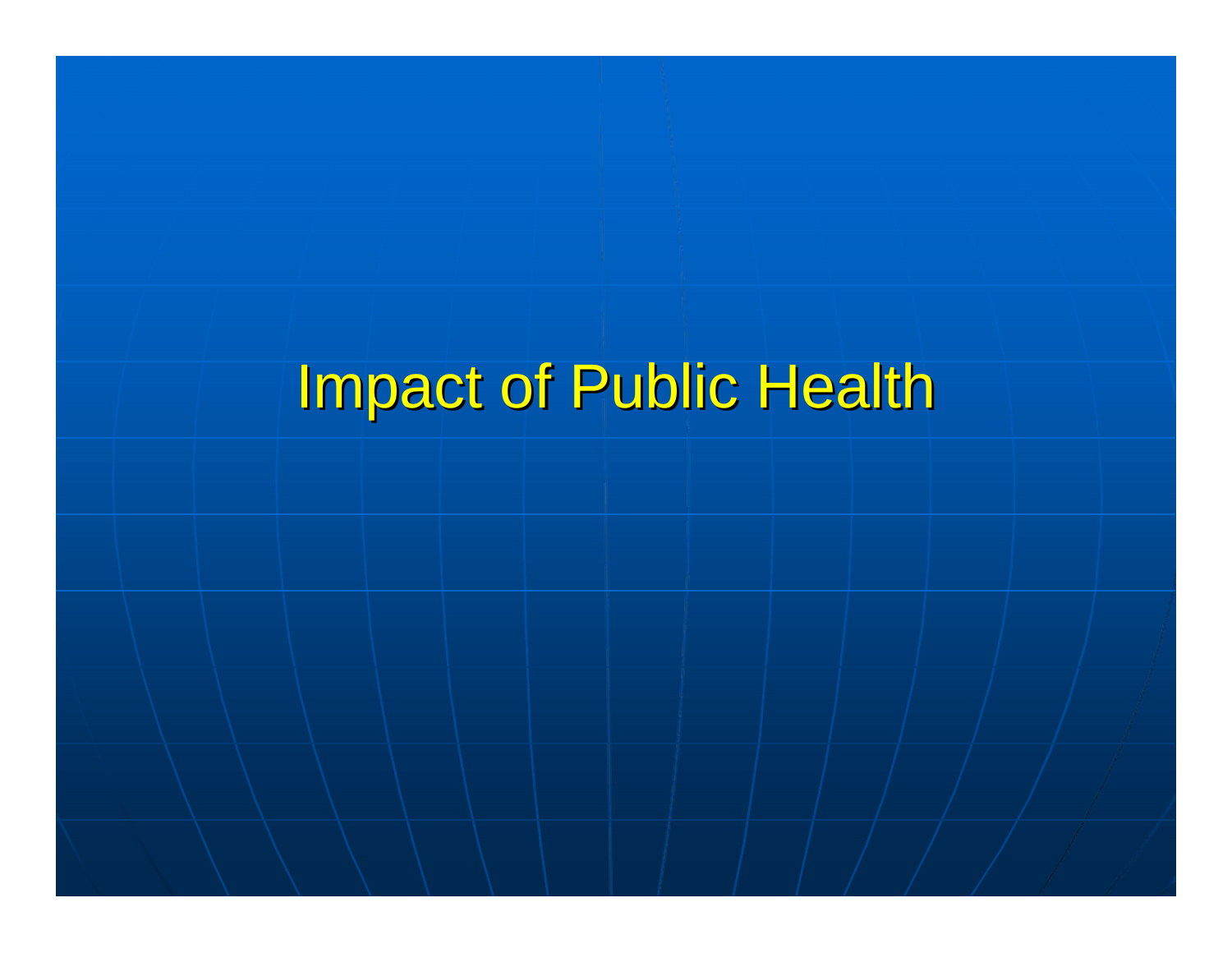# Impact of Public Health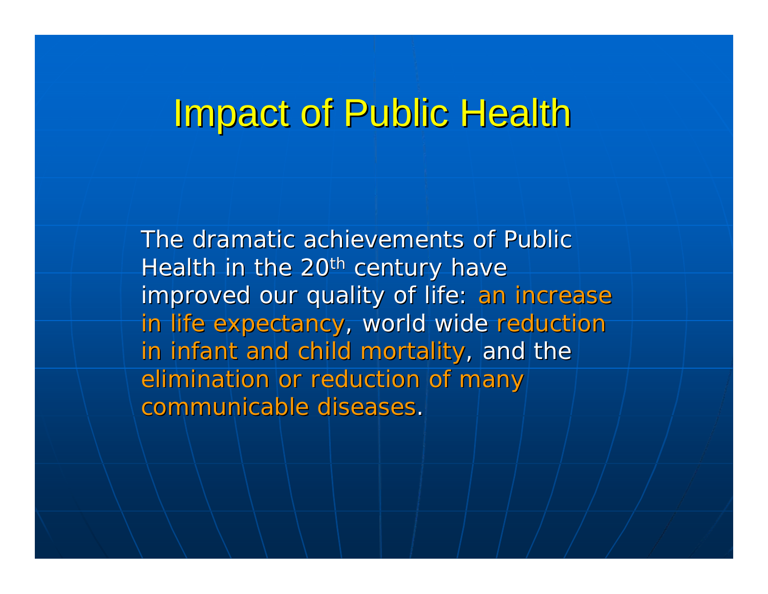# Impact of Public Health

The dramatic achievements of Public Health in the 20th century have improved our quality of life: an increase in life expectancy, world wide reduction in infant and child mortality, and the elimination or reduction of many communicable diseases.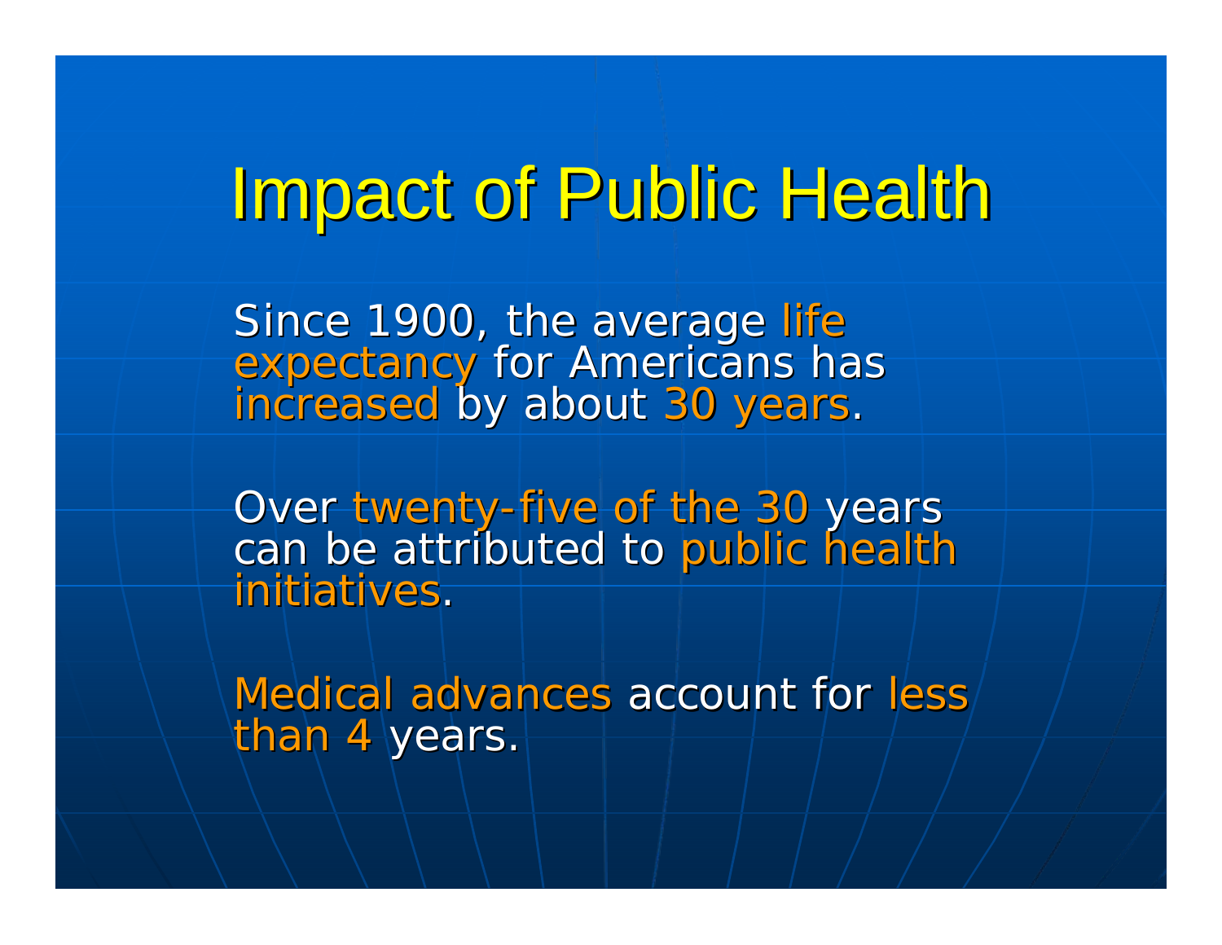# Impact of Public Health

Since 1900, the average life expectancy for Americans has increased by about 30 years.

Over twenty-five of the 30 years can be attributed to public health initiatives.

Medical advances account for less than 4 years.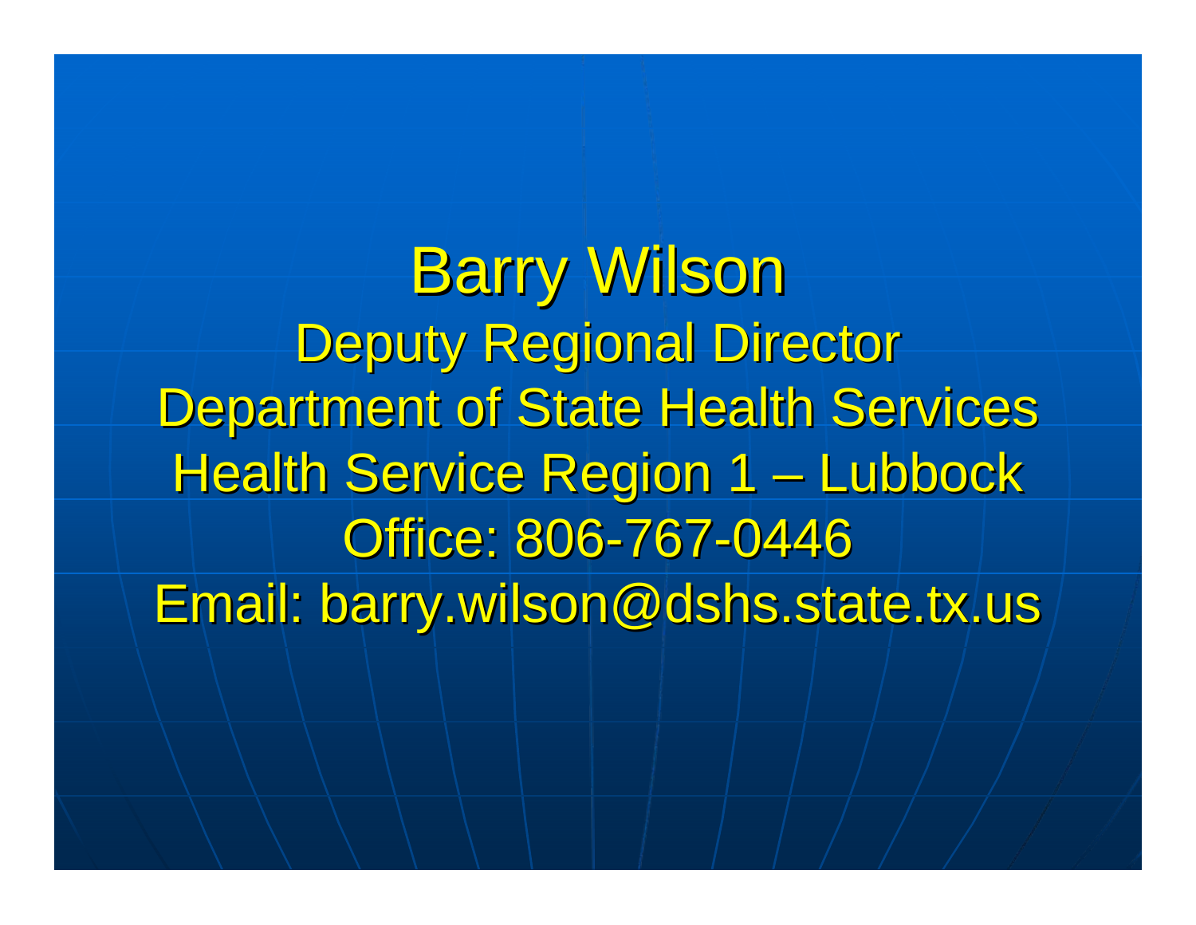# Barry Wilson

Deputy Regional Director

Department of State Health Services

Health Service Region 1 – Lubbock

Office: 806-767-0446

Email: barry.wilson@dshs.state.tx.us